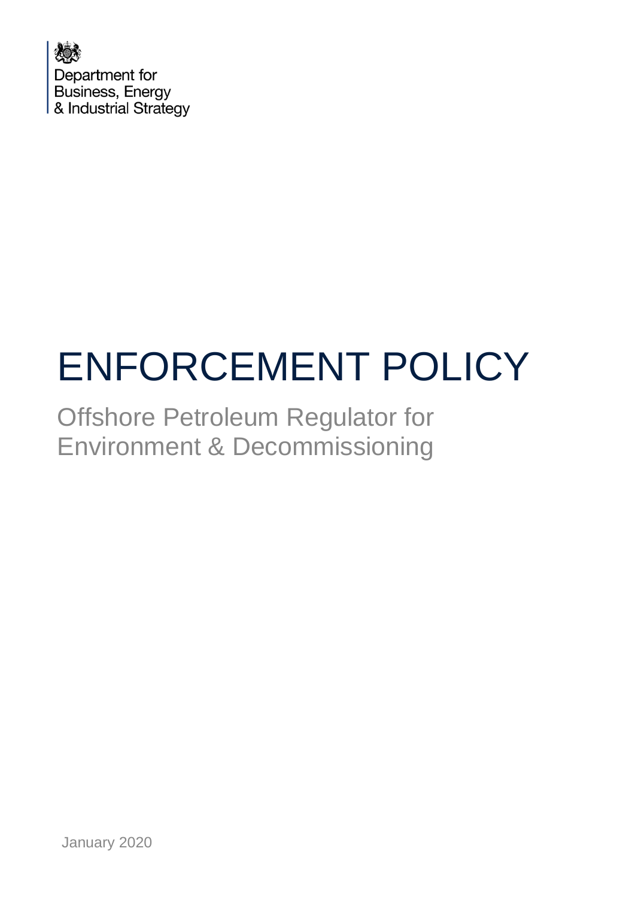Department for
Business, Energy
& Industrial Strategy

# ENFORCEMENT POLICY

## Offshore Petroleum Regulator for Environment & Decommissioning

January 2020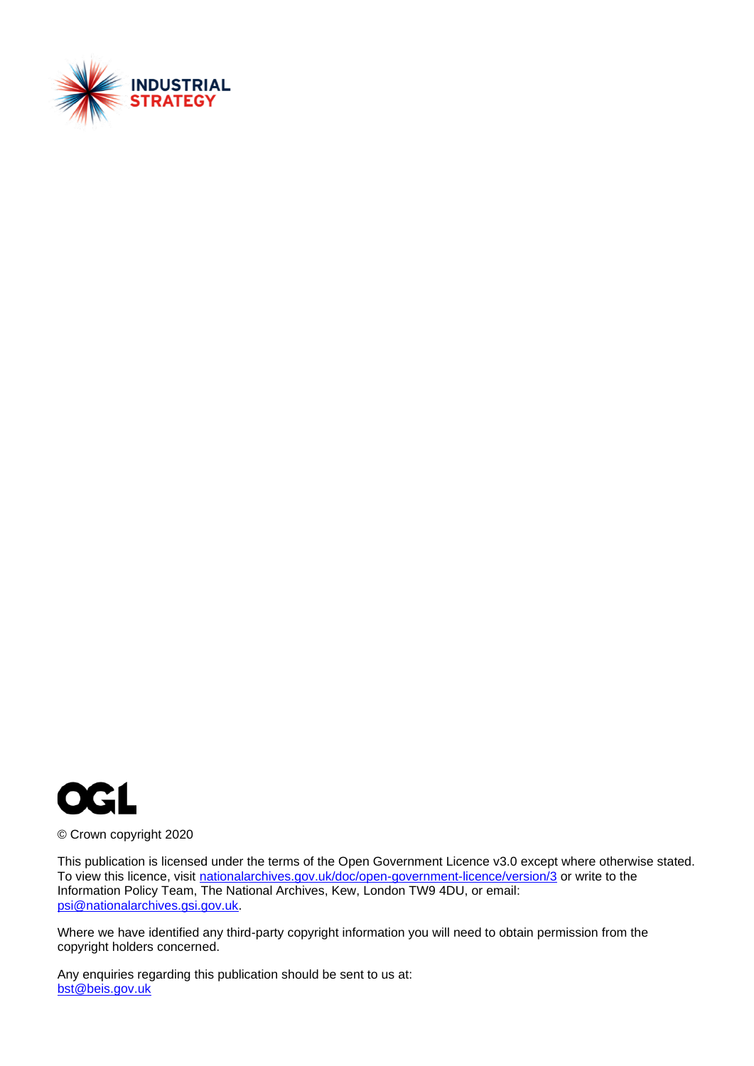INDUSTRIAL STRATEGY

OGL

© Crown copyright 2020

This publication is licensed under the terms of the Open Government Licence v3.0 except where otherwise stated. To view this licence, visit [nationalarchives.gov.uk/doc/open-government-licence/version/3](nationalarchives.gov.uk/doc/open-government-licence/version/3) or write to the Information Policy Team, The National Archives, Kew, London TW9 4DU, or email: [psi@nationalarchives.gsi.gov.uk](mailto:psi@nationalarchives.gsi.gov.uk).

Where we have identified any third-party copyright information you will need to obtain permission from the copyright holders concerned.

Any enquiries regarding this publication should be sent to us at:
[bst@beis.gov.uk](mailto:bst@beis.gov.uk)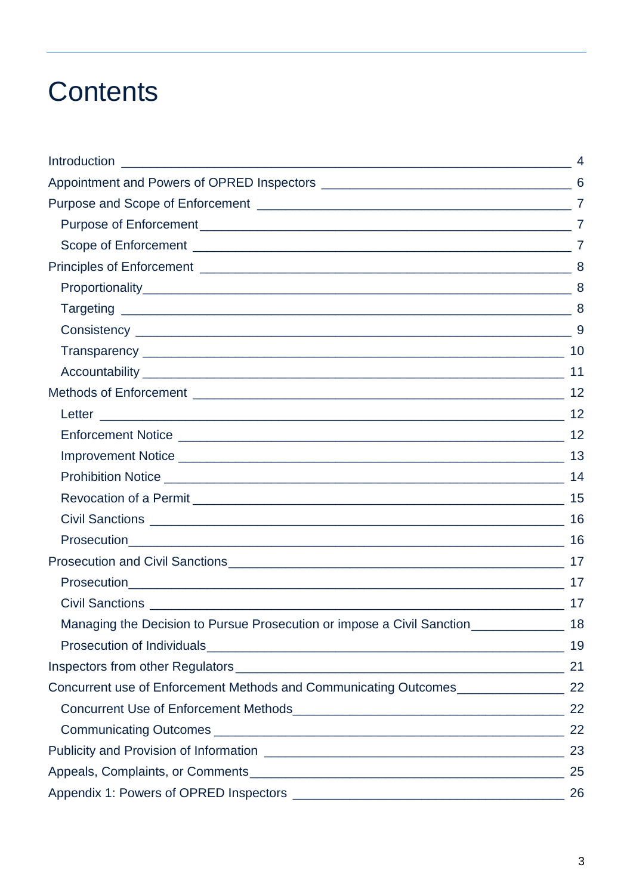# Contents

- Introduction — 4
- Appointment and Powers of OPRED Inspectors — 6
- Purpose and Scope of Enforcement — 7
  - Purpose of Enforcement — 7
  - Scope of Enforcement — 7
- Principles of Enforcement — 8
  - Proportionality — 8
  - Targeting — 8
  - Consistency — 9
  - Transparency — 10
  - Accountability — 11
- Methods of Enforcement — 12
  - Letter — 12
  - Enforcement Notice — 12
  - Improvement Notice — 13
  - Prohibition Notice — 14
  - Revocation of a Permit — 15
  - Civil Sanctions — 16
  - Prosecution — 16
- Prosecution and Civil Sanctions — 17
  - Prosecution — 17
  - Civil Sanctions — 17
  - Managing the Decision to Pursue Prosecution or impose a Civil Sanction — 18
  - Prosecution of Individuals — 19
- Inspectors from other Regulators — 21
- Concurrent use of Enforcement Methods and Communicating Outcomes — 22
  - Concurrent Use of Enforcement Methods — 22
  - Communicating Outcomes — 22
- Publicity and Provision of Information — 23
- Appeals, Complaints, or Comments — 25
- Appendix 1: Powers of OPRED Inspectors — 26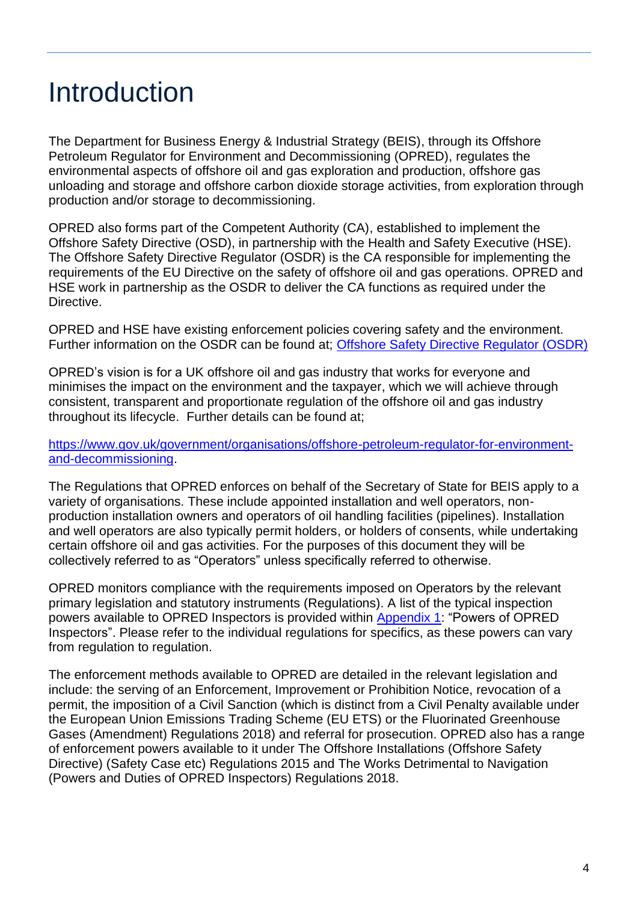# Introduction

The Department for Business Energy & Industrial Strategy (BEIS), through its Offshore Petroleum Regulator for Environment and Decommissioning (OPRED), regulates the environmental aspects of offshore oil and gas exploration and production, offshore gas unloading and storage and offshore carbon dioxide storage activities, from exploration through production and/or storage to decommissioning.

OPRED also forms part of the Competent Authority (CA), established to implement the Offshore Safety Directive (OSD), in partnership with the Health and Safety Executive (HSE). The Offshore Safety Directive Regulator (OSDR) is the CA responsible for implementing the requirements of the EU Directive on the safety of offshore oil and gas operations. OPRED and HSE work in partnership as the OSDR to deliver the CA functions as required under the Directive.

OPRED and HSE have existing enforcement policies covering safety and the environment. Further information on the OSDR can be found at; [Offshore Safety Directive Regulator (OSDR)]

OPRED's vision is for a UK offshore oil and gas industry that works for everyone and minimises the impact on the environment and the taxpayer, which we will achieve through consistent, transparent and proportionate regulation of the offshore oil and gas industry throughout its lifecycle. Further details can be found at;

https://www.gov.uk/government/organisations/offshore-petroleum-regulator-for-environment-and-decommissioning.

The Regulations that OPRED enforces on behalf of the Secretary of State for BEIS apply to a variety of organisations. These include appointed installation and well operators, non-production installation owners and operators of oil handling facilities (pipelines). Installation and well operators are also typically permit holders, or holders of consents, while undertaking certain offshore oil and gas activities. For the purposes of this document they will be collectively referred to as "Operators" unless specifically referred to otherwise.

OPRED monitors compliance with the requirements imposed on Operators by the relevant primary legislation and statutory instruments (Regulations). A list of the typical inspection powers available to OPRED Inspectors is provided within Appendix 1: "Powers of OPRED Inspectors". Please refer to the individual regulations for specifics, as these powers can vary from regulation to regulation.

The enforcement methods available to OPRED are detailed in the relevant legislation and include: the serving of an Enforcement, Improvement or Prohibition Notice, revocation of a permit, the imposition of a Civil Sanction (which is distinct from a Civil Penalty available under the European Union Emissions Trading Scheme (EU ETS) or the Fluorinated Greenhouse Gases (Amendment) Regulations 2018) and referral for prosecution. OPRED also has a range of enforcement powers available to it under The Offshore Installations (Offshore Safety Directive) (Safety Case etc) Regulations 2015 and The Works Detrimental to Navigation (Powers and Duties of OPRED Inspectors) Regulations 2018.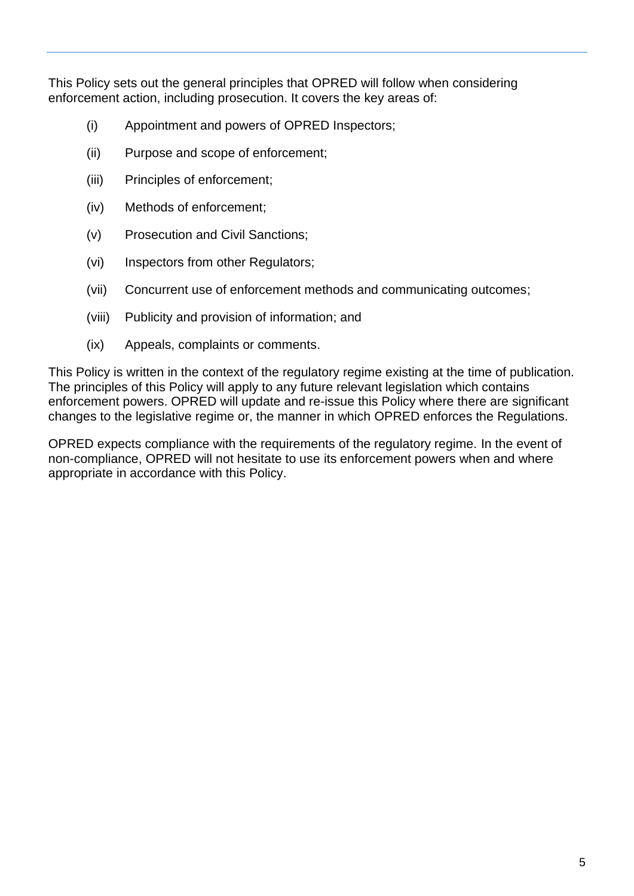This Policy sets out the general principles that OPRED will follow when considering enforcement action, including prosecution. It covers the key areas of:

(i) Appointment and powers of OPRED Inspectors;

(ii) Purpose and scope of enforcement;

(iii) Principles of enforcement;

(iv) Methods of enforcement;

(v) Prosecution and Civil Sanctions;

(vi) Inspectors from other Regulators;

(vii) Concurrent use of enforcement methods and communicating outcomes;

(viii) Publicity and provision of information; and

(ix) Appeals, complaints or comments.

This Policy is written in the context of the regulatory regime existing at the time of publication. The principles of this Policy will apply to any future relevant legislation which contains enforcement powers. OPRED will update and re-issue this Policy where there are significant changes to the legislative regime or, the manner in which OPRED enforces the Regulations.

OPRED expects compliance with the requirements of the regulatory regime. In the event of non-compliance, OPRED will not hesitate to use its enforcement powers when and where appropriate in accordance with this Policy.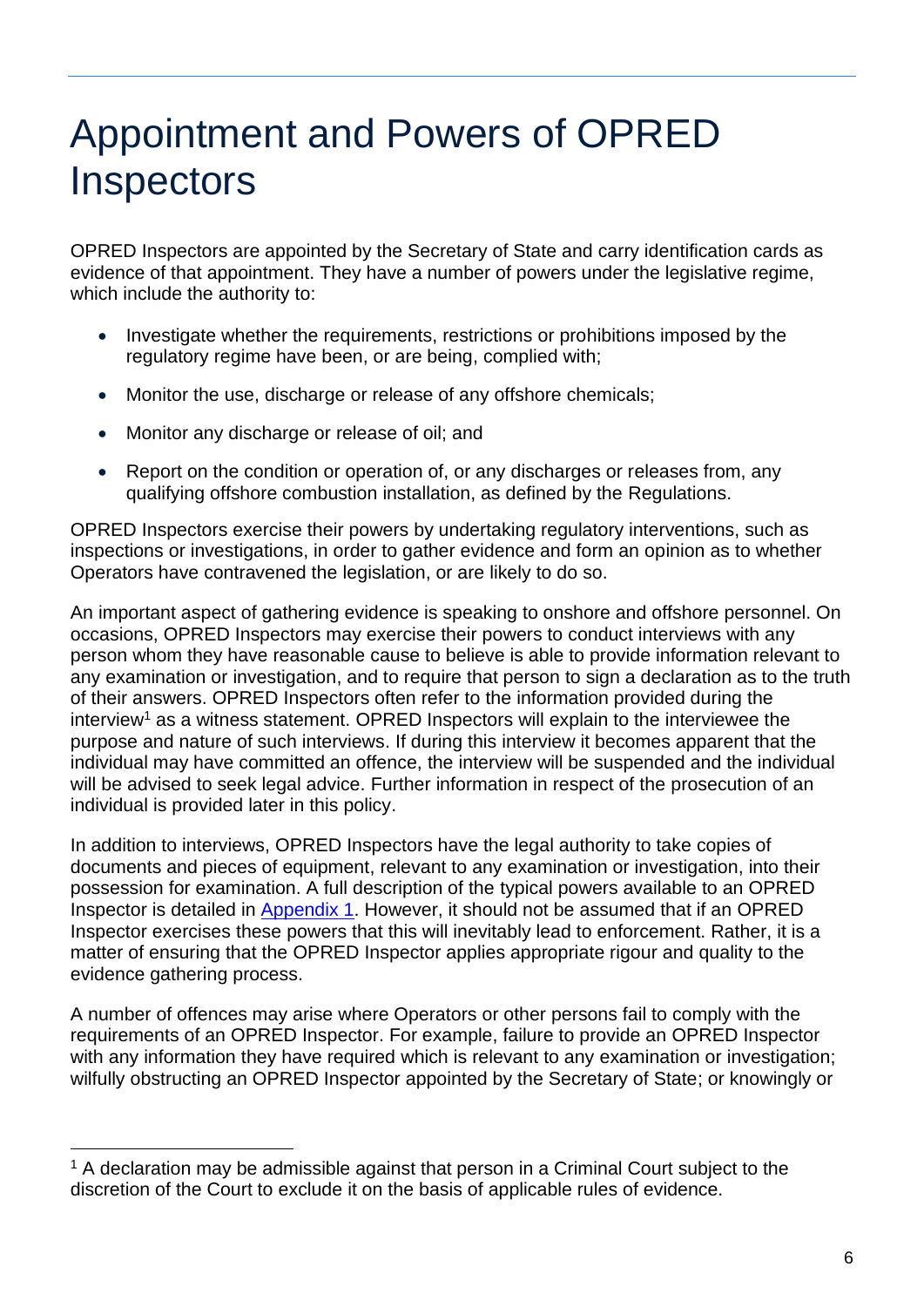# Appointment and Powers of OPRED Inspectors

OPRED Inspectors are appointed by the Secretary of State and carry identification cards as evidence of that appointment. They have a number of powers under the legislative regime, which include the authority to:

- Investigate whether the requirements, restrictions or prohibitions imposed by the regulatory regime have been, or are being, complied with;
- Monitor the use, discharge or release of any offshore chemicals;
- Monitor any discharge or release of oil; and
- Report on the condition or operation of, or any discharges or releases from, any qualifying offshore combustion installation, as defined by the Regulations.

OPRED Inspectors exercise their powers by undertaking regulatory interventions, such as inspections or investigations, in order to gather evidence and form an opinion as to whether Operators have contravened the legislation, or are likely to do so.

An important aspect of gathering evidence is speaking to onshore and offshore personnel. On occasions, OPRED Inspectors may exercise their powers to conduct interviews with any person whom they have reasonable cause to believe is able to provide information relevant to any examination or investigation, and to require that person to sign a declaration as to the truth of their answers. OPRED Inspectors often refer to the information provided during the interview[1] as a witness statement. OPRED Inspectors will explain to the interviewee the purpose and nature of such interviews. If during this interview it becomes apparent that the individual may have committed an offence, the interview will be suspended and the individual will be advised to seek legal advice. Further information in respect of the prosecution of an individual is provided later in this policy.

In addition to interviews, OPRED Inspectors have the legal authority to take copies of documents and pieces of equipment, relevant to any examination or investigation, into their possession for examination. A full description of the typical powers available to an OPRED Inspector is detailed in [Appendix 1](). However, it should not be assumed that if an OPRED Inspector exercises these powers that this will inevitably lead to enforcement. Rather, it is a matter of ensuring that the OPRED Inspector applies appropriate rigour and quality to the evidence gathering process.

A number of offences may arise where Operators or other persons fail to comply with the requirements of an OPRED Inspector. For example, failure to provide an OPRED Inspector with any information they have required which is relevant to any examination or investigation; wilfully obstructing an OPRED Inspector appointed by the Secretary of State; or knowingly or

---

[1] A declaration may be admissible against that person in a Criminal Court subject to the discretion of the Court to exclude it on the basis of applicable rules of evidence.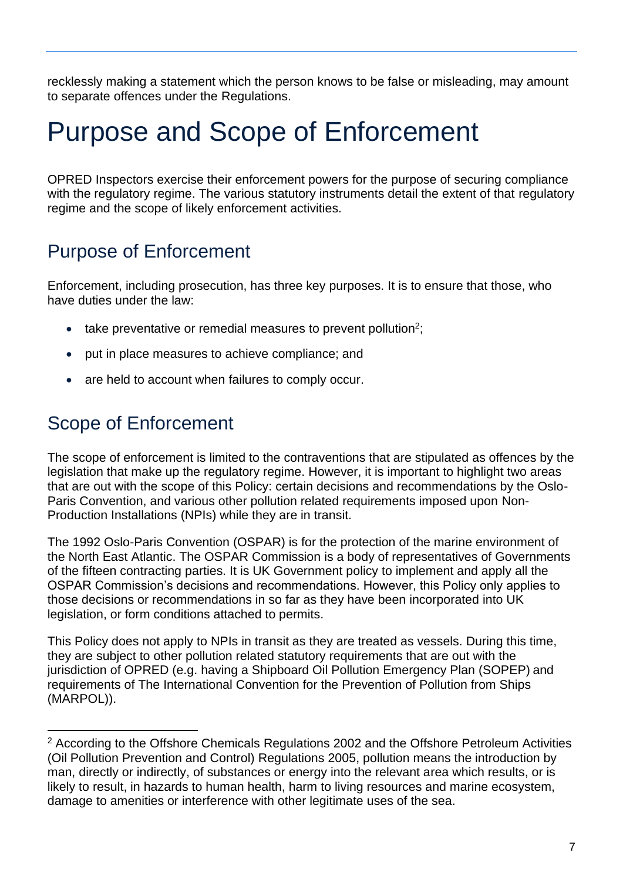recklessly making a statement which the person knows to be false or misleading, may amount to separate offences under the Regulations.

# Purpose and Scope of Enforcement

OPRED Inspectors exercise their enforcement powers for the purpose of securing compliance with the regulatory regime. The various statutory instruments detail the extent of that regulatory regime and the scope of likely enforcement activities.

## Purpose of Enforcement

Enforcement, including prosecution, has three key purposes. It is to ensure that those, who have duties under the law:

- take preventative or remedial measures to prevent pollution[2];
- put in place measures to achieve compliance; and
- are held to account when failures to comply occur.

## Scope of Enforcement

The scope of enforcement is limited to the contraventions that are stipulated as offences by the legislation that make up the regulatory regime. However, it is important to highlight two areas that are out with the scope of this Policy: certain decisions and recommendations by the Oslo-Paris Convention, and various other pollution related requirements imposed upon Non-Production Installations (NPIs) while they are in transit.

The 1992 Oslo-Paris Convention (OSPAR) is for the protection of the marine environment of the North East Atlantic. The OSPAR Commission is a body of representatives of Governments of the fifteen contracting parties. It is UK Government policy to implement and apply all the OSPAR Commission's decisions and recommendations. However, this Policy only applies to those decisions or recommendations in so far as they have been incorporated into UK legislation, or form conditions attached to permits.

This Policy does not apply to NPIs in transit as they are treated as vessels. During this time, they are subject to other pollution related statutory requirements that are out with the jurisdiction of OPRED (e.g. having a Shipboard Oil Pollution Emergency Plan (SOPEP) and requirements of The International Convention for the Prevention of Pollution from Ships (MARPOL)).

[2] According to the Offshore Chemicals Regulations 2002 and the Offshore Petroleum Activities (Oil Pollution Prevention and Control) Regulations 2005, pollution means the introduction by man, directly or indirectly, of substances or energy into the relevant area which results, or is likely to result, in hazards to human health, harm to living resources and marine ecosystem, damage to amenities or interference with other legitimate uses of the sea.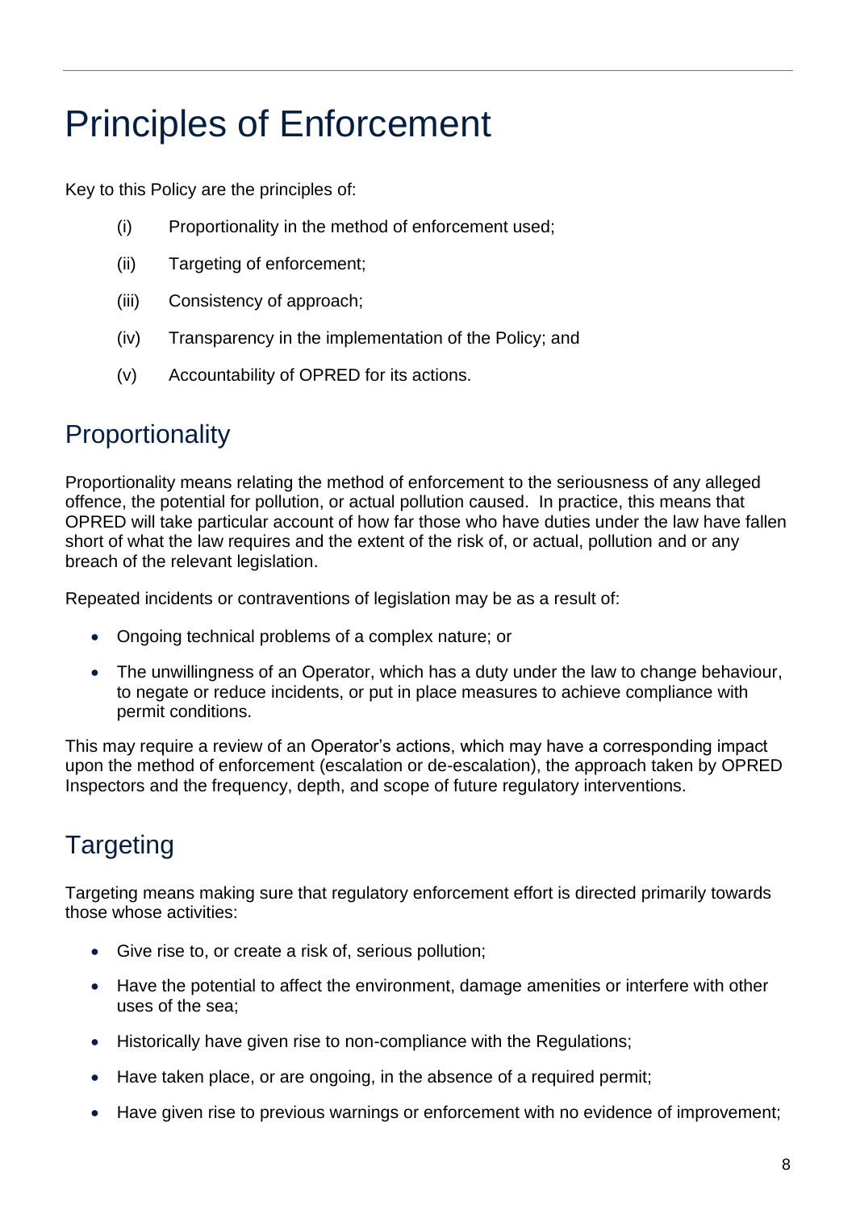# Principles of Enforcement

Key to this Policy are the principles of:

(i) Proportionality in the method of enforcement used;

(ii) Targeting of enforcement;

(iii) Consistency of approach;

(iv) Transparency in the implementation of the Policy; and

(v) Accountability of OPRED for its actions.

## Proportionality

Proportionality means relating the method of enforcement to the seriousness of any alleged offence, the potential for pollution, or actual pollution caused. In practice, this means that OPRED will take particular account of how far those who have duties under the law have fallen short of what the law requires and the extent of the risk of, or actual, pollution and or any breach of the relevant legislation.

Repeated incidents or contraventions of legislation may be as a result of:

- Ongoing technical problems of a complex nature; or
- The unwillingness of an Operator, which has a duty under the law to change behaviour, to negate or reduce incidents, or put in place measures to achieve compliance with permit conditions.

This may require a review of an Operator's actions, which may have a corresponding impact upon the method of enforcement (escalation or de-escalation), the approach taken by OPRED Inspectors and the frequency, depth, and scope of future regulatory interventions.

## Targeting

Targeting means making sure that regulatory enforcement effort is directed primarily towards those whose activities:

- Give rise to, or create a risk of, serious pollution;
- Have the potential to affect the environment, damage amenities or interfere with other uses of the sea;
- Historically have given rise to non-compliance with the Regulations;
- Have taken place, or are ongoing, in the absence of a required permit;
- Have given rise to previous warnings or enforcement with no evidence of improvement;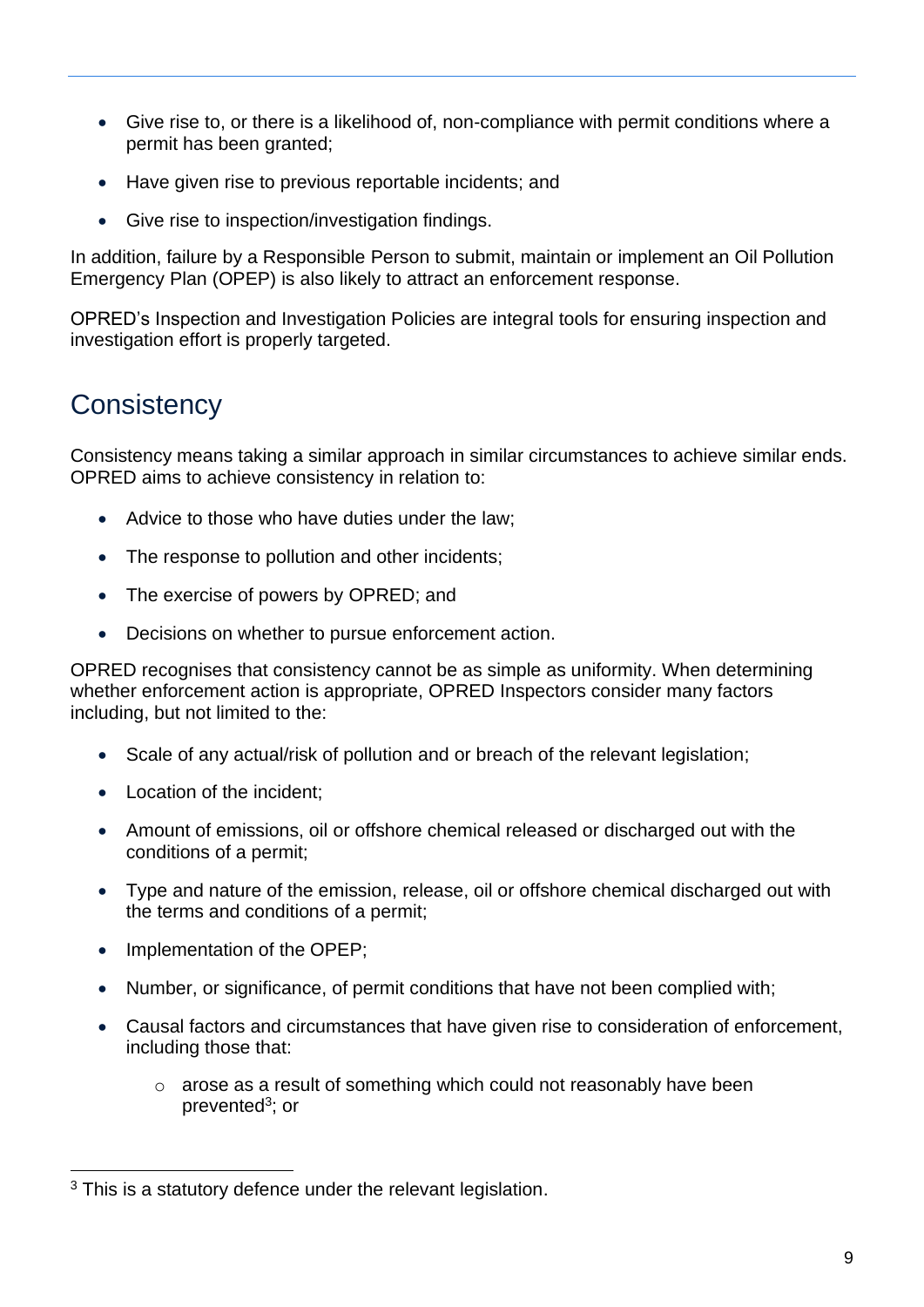- Give rise to, or there is a likelihood of, non-compliance with permit conditions where a permit has been granted;
- Have given rise to previous reportable incidents; and
- Give rise to inspection/investigation findings.

In addition, failure by a Responsible Person to submit, maintain or implement an Oil Pollution Emergency Plan (OPEP) is also likely to attract an enforcement response.

OPRED's Inspection and Investigation Policies are integral tools for ensuring inspection and investigation effort is properly targeted.

## Consistency

Consistency means taking a similar approach in similar circumstances to achieve similar ends. OPRED aims to achieve consistency in relation to:

- Advice to those who have duties under the law;
- The response to pollution and other incidents;
- The exercise of powers by OPRED; and
- Decisions on whether to pursue enforcement action.

OPRED recognises that consistency cannot be as simple as uniformity. When determining whether enforcement action is appropriate, OPRED Inspectors consider many factors including, but not limited to the:

- Scale of any actual/risk of pollution and or breach of the relevant legislation;
- Location of the incident;
- Amount of emissions, oil or offshore chemical released or discharged out with the conditions of a permit;
- Type and nature of the emission, release, oil or offshore chemical discharged out with the terms and conditions of a permit;
- Implementation of the OPEP;
- Number, or significance, of permit conditions that have not been complied with;
- Causal factors and circumstances that have given rise to consideration of enforcement, including those that:
  - arose as a result of something which could not reasonably have been prevented[3]; or

[3] This is a statutory defence under the relevant legislation.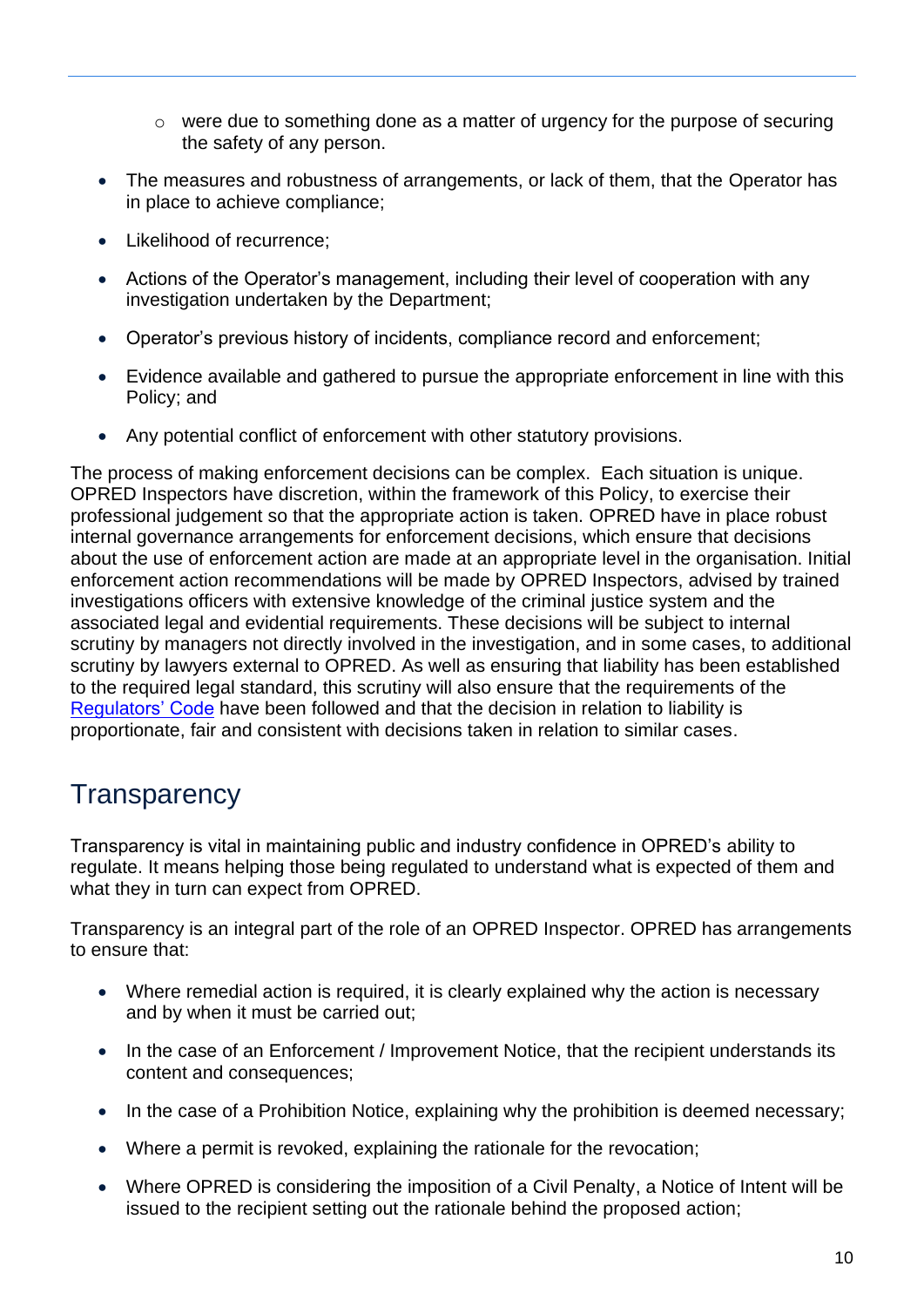- were due to something done as a matter of urgency for the purpose of securing the safety of any person.

- The measures and robustness of arrangements, or lack of them, that the Operator has in place to achieve compliance;
- Likelihood of recurrence;
- Actions of the Operator's management, including their level of cooperation with any investigation undertaken by the Department;
- Operator's previous history of incidents, compliance record and enforcement;
- Evidence available and gathered to pursue the appropriate enforcement in line with this Policy; and
- Any potential conflict of enforcement with other statutory provisions.

The process of making enforcement decisions can be complex. Each situation is unique. OPRED Inspectors have discretion, within the framework of this Policy, to exercise their professional judgement so that the appropriate action is taken. OPRED have in place robust internal governance arrangements for enforcement decisions, which ensure that decisions about the use of enforcement action are made at an appropriate level in the organisation. Initial enforcement action recommendations will be made by OPRED Inspectors, advised by trained investigations officers with extensive knowledge of the criminal justice system and the associated legal and evidential requirements. These decisions will be subject to internal scrutiny by managers not directly involved in the investigation, and in some cases, to additional scrutiny by lawyers external to OPRED. As well as ensuring that liability has been established to the required legal standard, this scrutiny will also ensure that the requirements of the Regulators' Code have been followed and that the decision in relation to liability is proportionate, fair and consistent with decisions taken in relation to similar cases.

## Transparency

Transparency is vital in maintaining public and industry confidence in OPRED's ability to regulate. It means helping those being regulated to understand what is expected of them and what they in turn can expect from OPRED.

Transparency is an integral part of the role of an OPRED Inspector. OPRED has arrangements to ensure that:

- Where remedial action is required, it is clearly explained why the action is necessary and by when it must be carried out;
- In the case of an Enforcement / Improvement Notice, that the recipient understands its content and consequences;
- In the case of a Prohibition Notice, explaining why the prohibition is deemed necessary;
- Where a permit is revoked, explaining the rationale for the revocation;
- Where OPRED is considering the imposition of a Civil Penalty, a Notice of Intent will be issued to the recipient setting out the rationale behind the proposed action;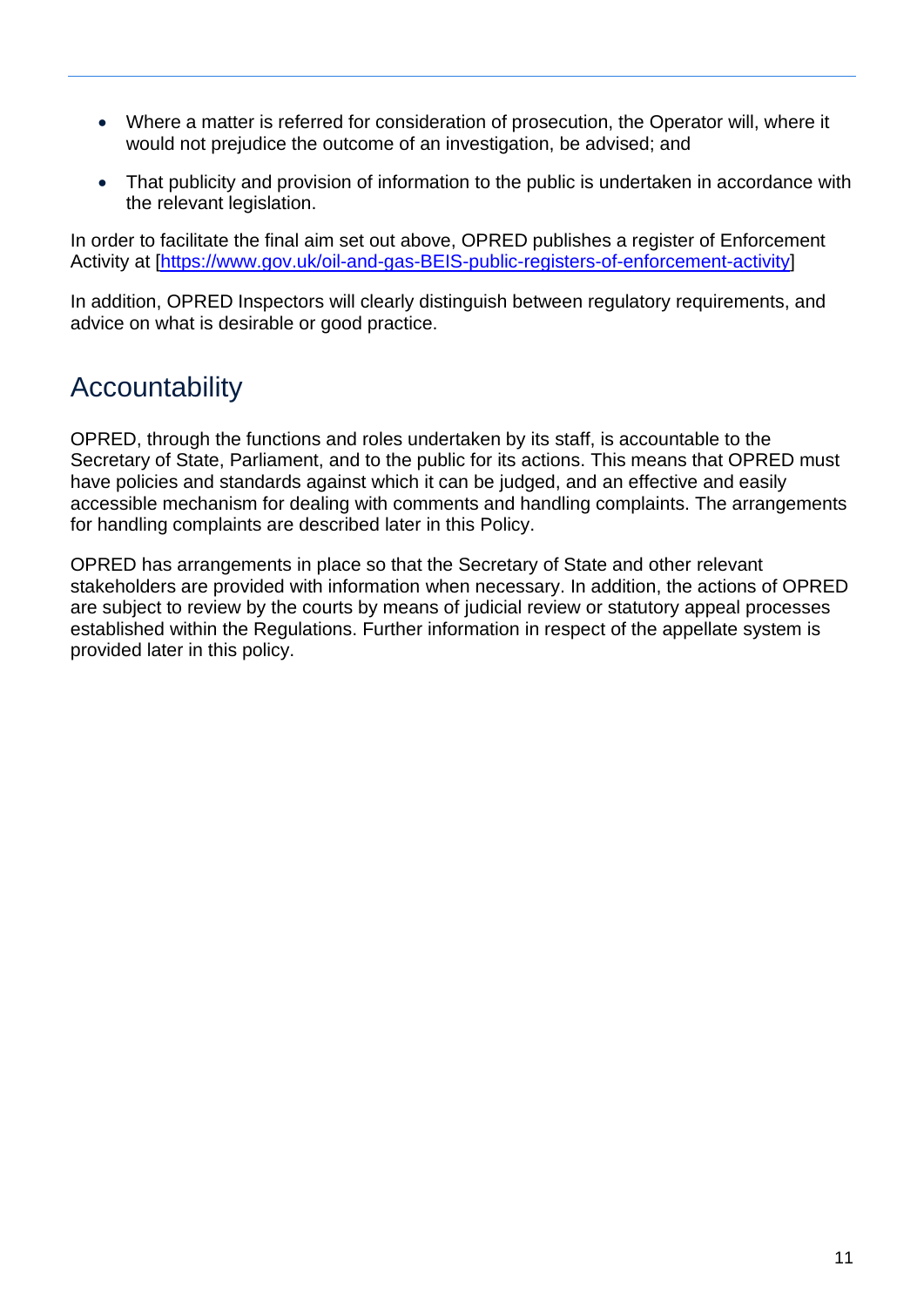- Where a matter is referred for consideration of prosecution, the Operator will, where it would not prejudice the outcome of an investigation, be advised; and
- That publicity and provision of information to the public is undertaken in accordance with the relevant legislation.

In order to facilitate the final aim set out above, OPRED publishes a register of Enforcement Activity at [https://www.gov.uk/oil-and-gas-BEIS-public-registers-of-enforcement-activity]

In addition, OPRED Inspectors will clearly distinguish between regulatory requirements, and advice on what is desirable or good practice.

## Accountability

OPRED, through the functions and roles undertaken by its staff, is accountable to the Secretary of State, Parliament, and to the public for its actions. This means that OPRED must have policies and standards against which it can be judged, and an effective and easily accessible mechanism for dealing with comments and handling complaints. The arrangements for handling complaints are described later in this Policy.

OPRED has arrangements in place so that the Secretary of State and other relevant stakeholders are provided with information when necessary. In addition, the actions of OPRED are subject to review by the courts by means of judicial review or statutory appeal processes established within the Regulations. Further information in respect of the appellate system is provided later in this policy.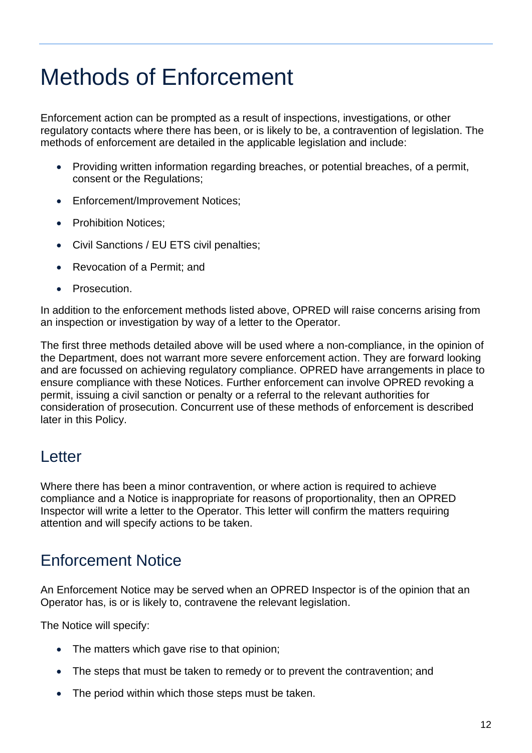# Methods of Enforcement

Enforcement action can be prompted as a result of inspections, investigations, or other regulatory contacts where there has been, or is likely to be, a contravention of legislation. The methods of enforcement are detailed in the applicable legislation and include:

- Providing written information regarding breaches, or potential breaches, of a permit, consent or the Regulations;
- Enforcement/Improvement Notices;
- Prohibition Notices;
- Civil Sanctions / EU ETS civil penalties;
- Revocation of a Permit; and
- Prosecution.

In addition to the enforcement methods listed above, OPRED will raise concerns arising from an inspection or investigation by way of a letter to the Operator.

The first three methods detailed above will be used where a non-compliance, in the opinion of the Department, does not warrant more severe enforcement action. They are forward looking and are focussed on achieving regulatory compliance. OPRED have arrangements in place to ensure compliance with these Notices. Further enforcement can involve OPRED revoking a permit, issuing a civil sanction or penalty or a referral to the relevant authorities for consideration of prosecution. Concurrent use of these methods of enforcement is described later in this Policy.

## Letter

Where there has been a minor contravention, or where action is required to achieve compliance and a Notice is inappropriate for reasons of proportionality, then an OPRED Inspector will write a letter to the Operator. This letter will confirm the matters requiring attention and will specify actions to be taken.

## Enforcement Notice

An Enforcement Notice may be served when an OPRED Inspector is of the opinion that an Operator has, is or is likely to, contravene the relevant legislation.

The Notice will specify:

- The matters which gave rise to that opinion;
- The steps that must be taken to remedy or to prevent the contravention; and
- The period within which those steps must be taken.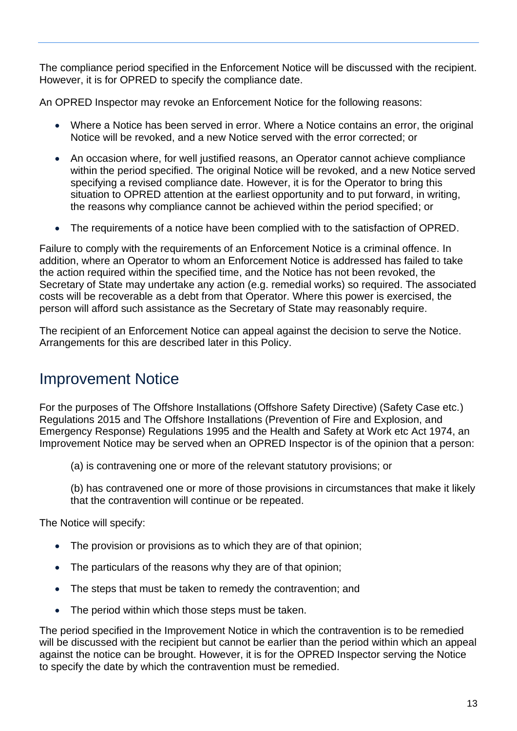The compliance period specified in the Enforcement Notice will be discussed with the recipient. However, it is for OPRED to specify the compliance date.

An OPRED Inspector may revoke an Enforcement Notice for the following reasons:

- Where a Notice has been served in error. Where a Notice contains an error, the original Notice will be revoked, and a new Notice served with the error corrected; or
- An occasion where, for well justified reasons, an Operator cannot achieve compliance within the period specified. The original Notice will be revoked, and a new Notice served specifying a revised compliance date. However, it is for the Operator to bring this situation to OPRED attention at the earliest opportunity and to put forward, in writing, the reasons why compliance cannot be achieved within the period specified; or
- The requirements of a notice have been complied with to the satisfaction of OPRED.

Failure to comply with the requirements of an Enforcement Notice is a criminal offence. In addition, where an Operator to whom an Enforcement Notice is addressed has failed to take the action required within the specified time, and the Notice has not been revoked, the Secretary of State may undertake any action (e.g. remedial works) so required. The associated costs will be recoverable as a debt from that Operator. Where this power is exercised, the person will afford such assistance as the Secretary of State may reasonably require.

The recipient of an Enforcement Notice can appeal against the decision to serve the Notice. Arrangements for this are described later in this Policy.

## Improvement Notice

For the purposes of The Offshore Installations (Offshore Safety Directive) (Safety Case etc.) Regulations 2015 and The Offshore Installations (Prevention of Fire and Explosion, and Emergency Response) Regulations 1995 and the Health and Safety at Work etc Act 1974, an Improvement Notice may be served when an OPRED Inspector is of the opinion that a person:

(a) is contravening one or more of the relevant statutory provisions; or

(b) has contravened one or more of those provisions in circumstances that make it likely that the contravention will continue or be repeated.

The Notice will specify:

- The provision or provisions as to which they are of that opinion;
- The particulars of the reasons why they are of that opinion;
- The steps that must be taken to remedy the contravention; and
- The period within which those steps must be taken.

The period specified in the Improvement Notice in which the contravention is to be remedied will be discussed with the recipient but cannot be earlier than the period within which an appeal against the notice can be brought. However, it is for the OPRED Inspector serving the Notice to specify the date by which the contravention must be remedied.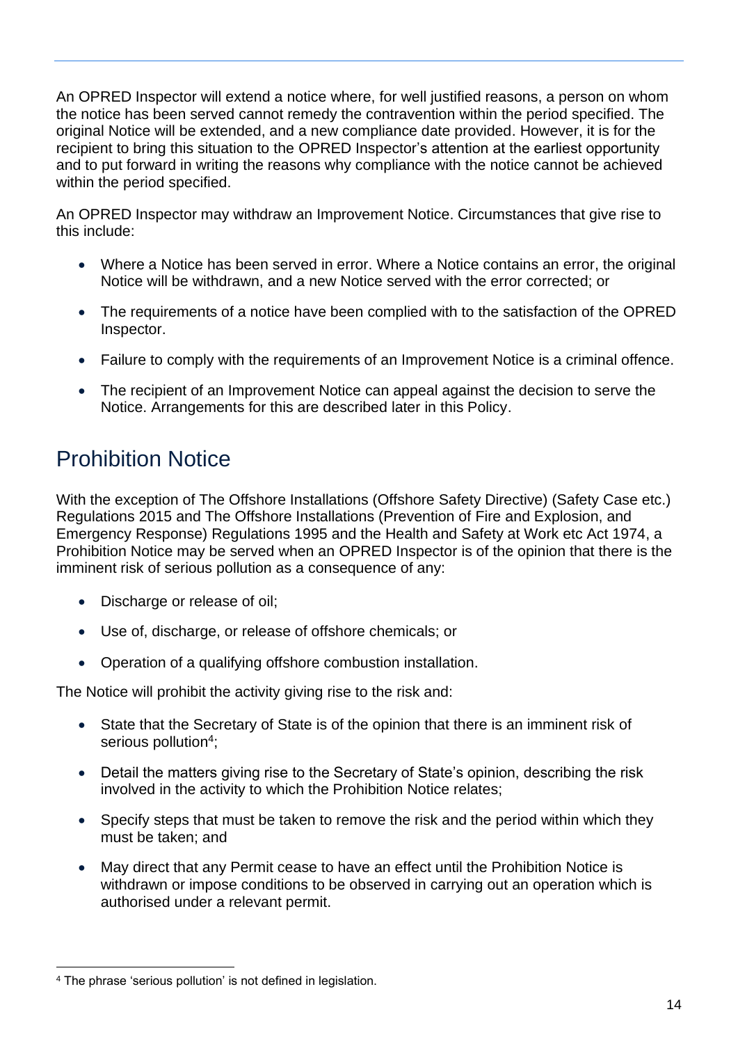An OPRED Inspector will extend a notice where, for well justified reasons, a person on whom the notice has been served cannot remedy the contravention within the period specified. The original Notice will be extended, and a new compliance date provided. However, it is for the recipient to bring this situation to the OPRED Inspector's attention at the earliest opportunity and to put forward in writing the reasons why compliance with the notice cannot be achieved within the period specified.

An OPRED Inspector may withdraw an Improvement Notice. Circumstances that give rise to this include:

- Where a Notice has been served in error. Where a Notice contains an error, the original Notice will be withdrawn, and a new Notice served with the error corrected; or
- The requirements of a notice have been complied with to the satisfaction of the OPRED Inspector.
- Failure to comply with the requirements of an Improvement Notice is a criminal offence.
- The recipient of an Improvement Notice can appeal against the decision to serve the Notice. Arrangements for this are described later in this Policy.

## Prohibition Notice

With the exception of The Offshore Installations (Offshore Safety Directive) (Safety Case etc.) Regulations 2015 and The Offshore Installations (Prevention of Fire and Explosion, and Emergency Response) Regulations 1995 and the Health and Safety at Work etc Act 1974, a Prohibition Notice may be served when an OPRED Inspector is of the opinion that there is the imminent risk of serious pollution as a consequence of any:

- Discharge or release of oil;
- Use of, discharge, or release of offshore chemicals; or
- Operation of a qualifying offshore combustion installation.

The Notice will prohibit the activity giving rise to the risk and:

- State that the Secretary of State is of the opinion that there is an imminent risk of serious pollution[4];
- Detail the matters giving rise to the Secretary of State's opinion, describing the risk involved in the activity to which the Prohibition Notice relates;
- Specify steps that must be taken to remove the risk and the period within which they must be taken; and
- May direct that any Permit cease to have an effect until the Prohibition Notice is withdrawn or impose conditions to be observed in carrying out an operation which is authorised under a relevant permit.

[4] The phrase 'serious pollution' is not defined in legislation.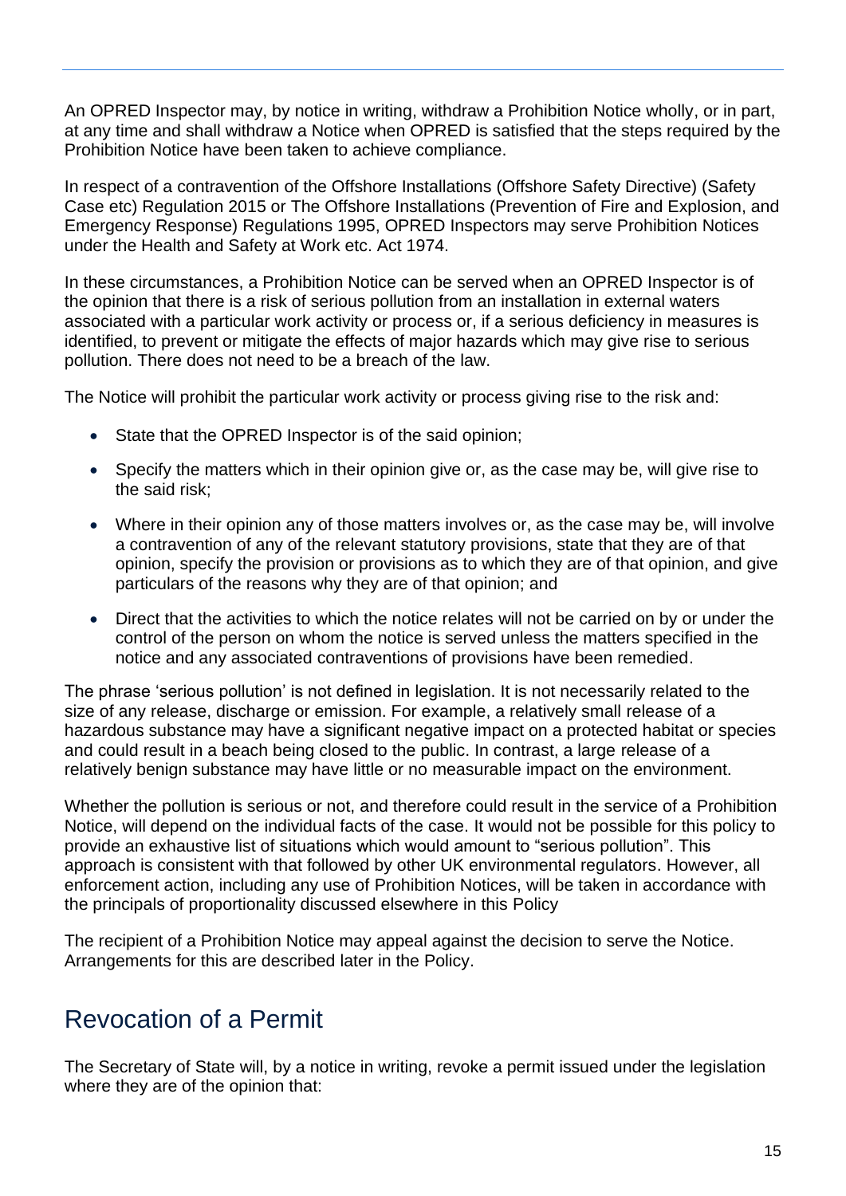An OPRED Inspector may, by notice in writing, withdraw a Prohibition Notice wholly, or in part, at any time and shall withdraw a Notice when OPRED is satisfied that the steps required by the Prohibition Notice have been taken to achieve compliance.

In respect of a contravention of the Offshore Installations (Offshore Safety Directive) (Safety Case etc) Regulation 2015 or The Offshore Installations (Prevention of Fire and Explosion, and Emergency Response) Regulations 1995, OPRED Inspectors may serve Prohibition Notices under the Health and Safety at Work etc. Act 1974.

In these circumstances, a Prohibition Notice can be served when an OPRED Inspector is of the opinion that there is a risk of serious pollution from an installation in external waters associated with a particular work activity or process or, if a serious deficiency in measures is identified, to prevent or mitigate the effects of major hazards which may give rise to serious pollution. There does not need to be a breach of the law.

The Notice will prohibit the particular work activity or process giving rise to the risk and:

- State that the OPRED Inspector is of the said opinion;
- Specify the matters which in their opinion give or, as the case may be, will give rise to the said risk;
- Where in their opinion any of those matters involves or, as the case may be, will involve a contravention of any of the relevant statutory provisions, state that they are of that opinion, specify the provision or provisions as to which they are of that opinion, and give particulars of the reasons why they are of that opinion; and
- Direct that the activities to which the notice relates will not be carried on by or under the control of the person on whom the notice is served unless the matters specified in the notice and any associated contraventions of provisions have been remedied.

The phrase 'serious pollution' is not defined in legislation. It is not necessarily related to the size of any release, discharge or emission. For example, a relatively small release of a hazardous substance may have a significant negative impact on a protected habitat or species and could result in a beach being closed to the public. In contrast, a large release of a relatively benign substance may have little or no measurable impact on the environment.

Whether the pollution is serious or not, and therefore could result in the service of a Prohibition Notice, will depend on the individual facts of the case. It would not be possible for this policy to provide an exhaustive list of situations which would amount to "serious pollution". This approach is consistent with that followed by other UK environmental regulators. However, all enforcement action, including any use of Prohibition Notices, will be taken in accordance with the principals of proportionality discussed elsewhere in this Policy

The recipient of a Prohibition Notice may appeal against the decision to serve the Notice. Arrangements for this are described later in the Policy.

## Revocation of a Permit

The Secretary of State will, by a notice in writing, revoke a permit issued under the legislation where they are of the opinion that: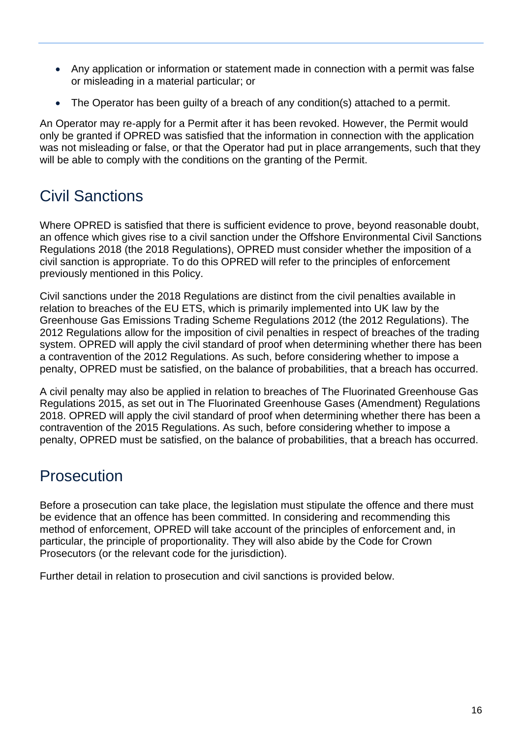- Any application or information or statement made in connection with a permit was false or misleading in a material particular; or
- The Operator has been guilty of a breach of any condition(s) attached to a permit.

An Operator may re-apply for a Permit after it has been revoked. However, the Permit would only be granted if OPRED was satisfied that the information in connection with the application was not misleading or false, or that the Operator had put in place arrangements, such that they will be able to comply with the conditions on the granting of the Permit.

## Civil Sanctions

Where OPRED is satisfied that there is sufficient evidence to prove, beyond reasonable doubt, an offence which gives rise to a civil sanction under the Offshore Environmental Civil Sanctions Regulations 2018 (the 2018 Regulations), OPRED must consider whether the imposition of a civil sanction is appropriate. To do this OPRED will refer to the principles of enforcement previously mentioned in this Policy.

Civil sanctions under the 2018 Regulations are distinct from the civil penalties available in relation to breaches of the EU ETS, which is primarily implemented into UK law by the Greenhouse Gas Emissions Trading Scheme Regulations 2012 (the 2012 Regulations). The 2012 Regulations allow for the imposition of civil penalties in respect of breaches of the trading system. OPRED will apply the civil standard of proof when determining whether there has been a contravention of the 2012 Regulations. As such, before considering whether to impose a penalty, OPRED must be satisfied, on the balance of probabilities, that a breach has occurred.

A civil penalty may also be applied in relation to breaches of The Fluorinated Greenhouse Gas Regulations 2015, as set out in The Fluorinated Greenhouse Gases (Amendment) Regulations 2018. OPRED will apply the civil standard of proof when determining whether there has been a contravention of the 2015 Regulations. As such, before considering whether to impose a penalty, OPRED must be satisfied, on the balance of probabilities, that a breach has occurred.

## Prosecution

Before a prosecution can take place, the legislation must stipulate the offence and there must be evidence that an offence has been committed. In considering and recommending this method of enforcement, OPRED will take account of the principles of enforcement and, in particular, the principle of proportionality. They will also abide by the Code for Crown Prosecutors (or the relevant code for the jurisdiction).

Further detail in relation to prosecution and civil sanctions is provided below.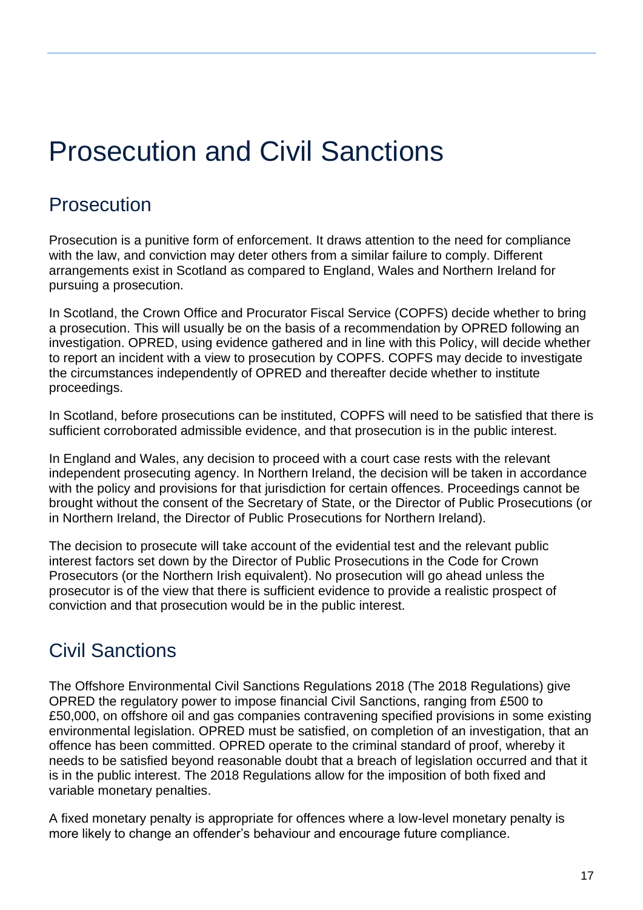# Prosecution and Civil Sanctions

## Prosecution

Prosecution is a punitive form of enforcement. It draws attention to the need for compliance with the law, and conviction may deter others from a similar failure to comply. Different arrangements exist in Scotland as compared to England, Wales and Northern Ireland for pursuing a prosecution.

In Scotland, the Crown Office and Procurator Fiscal Service (COPFS) decide whether to bring a prosecution. This will usually be on the basis of a recommendation by OPRED following an investigation. OPRED, using evidence gathered and in line with this Policy, will decide whether to report an incident with a view to prosecution by COPFS. COPFS may decide to investigate the circumstances independently of OPRED and thereafter decide whether to institute proceedings.

In Scotland, before prosecutions can be instituted, COPFS will need to be satisfied that there is sufficient corroborated admissible evidence, and that prosecution is in the public interest.

In England and Wales, any decision to proceed with a court case rests with the relevant independent prosecuting agency. In Northern Ireland, the decision will be taken in accordance with the policy and provisions for that jurisdiction for certain offences. Proceedings cannot be brought without the consent of the Secretary of State, or the Director of Public Prosecutions (or in Northern Ireland, the Director of Public Prosecutions for Northern Ireland).

The decision to prosecute will take account of the evidential test and the relevant public interest factors set down by the Director of Public Prosecutions in the Code for Crown Prosecutors (or the Northern Irish equivalent). No prosecution will go ahead unless the prosecutor is of the view that there is sufficient evidence to provide a realistic prospect of conviction and that prosecution would be in the public interest.

## Civil Sanctions

The Offshore Environmental Civil Sanctions Regulations 2018 (The 2018 Regulations) give OPRED the regulatory power to impose financial Civil Sanctions, ranging from £500 to £50,000, on offshore oil and gas companies contravening specified provisions in some existing environmental legislation. OPRED must be satisfied, on completion of an investigation, that an offence has been committed. OPRED operate to the criminal standard of proof, whereby it needs to be satisfied beyond reasonable doubt that a breach of legislation occurred and that it is in the public interest. The 2018 Regulations allow for the imposition of both fixed and variable monetary penalties.

A fixed monetary penalty is appropriate for offences where a low-level monetary penalty is more likely to change an offender's behaviour and encourage future compliance.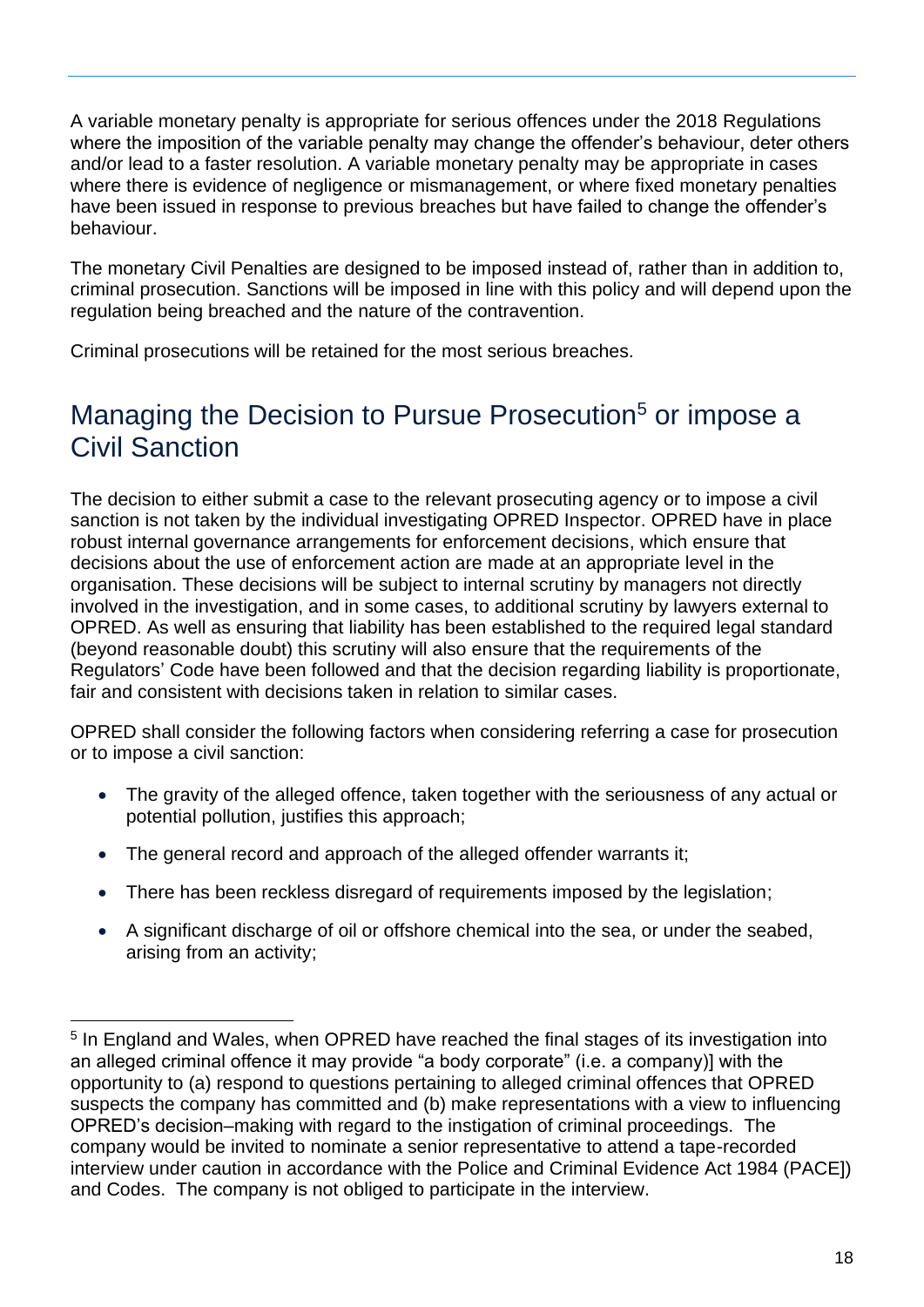A variable monetary penalty is appropriate for serious offences under the 2018 Regulations where the imposition of the variable penalty may change the offender's behaviour, deter others and/or lead to a faster resolution. A variable monetary penalty may be appropriate in cases where there is evidence of negligence or mismanagement, or where fixed monetary penalties have been issued in response to previous breaches but have failed to change the offender's behaviour.

The monetary Civil Penalties are designed to be imposed instead of, rather than in addition to, criminal prosecution. Sanctions will be imposed in line with this policy and will depend upon the regulation being breached and the nature of the contravention.

Criminal prosecutions will be retained for the most serious breaches.

## Managing the Decision to Pursue Prosecution[5] or impose a Civil Sanction

The decision to either submit a case to the relevant prosecuting agency or to impose a civil sanction is not taken by the individual investigating OPRED Inspector. OPRED have in place robust internal governance arrangements for enforcement decisions, which ensure that decisions about the use of enforcement action are made at an appropriate level in the organisation. These decisions will be subject to internal scrutiny by managers not directly involved in the investigation, and in some cases, to additional scrutiny by lawyers external to OPRED. As well as ensuring that liability has been established to the required legal standard (beyond reasonable doubt) this scrutiny will also ensure that the requirements of the Regulators' Code have been followed and that the decision regarding liability is proportionate, fair and consistent with decisions taken in relation to similar cases.

OPRED shall consider the following factors when considering referring a case for prosecution or to impose a civil sanction:

- The gravity of the alleged offence, taken together with the seriousness of any actual or potential pollution, justifies this approach;
- The general record and approach of the alleged offender warrants it;
- There has been reckless disregard of requirements imposed by the legislation;
- A significant discharge of oil or offshore chemical into the sea, or under the seabed, arising from an activity;

[5] In England and Wales, when OPRED have reached the final stages of its investigation into an alleged criminal offence it may provide "a body corporate" (i.e. a company)] with the opportunity to (a) respond to questions pertaining to alleged criminal offences that OPRED suspects the company has committed and (b) make representations with a view to influencing OPRED's decision–making with regard to the instigation of criminal proceedings. The company would be invited to nominate a senior representative to attend a tape-recorded interview under caution in accordance with the Police and Criminal Evidence Act 1984 (PACE]) and Codes. The company is not obliged to participate in the interview.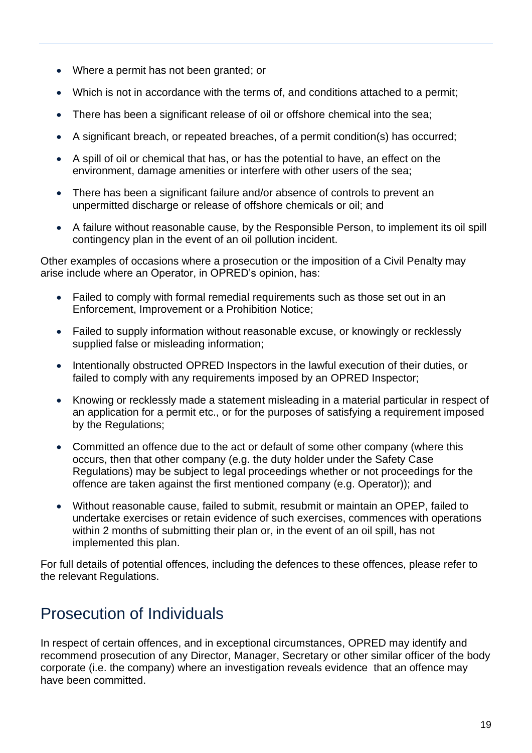- Where a permit has not been granted; or
- Which is not in accordance with the terms of, and conditions attached to a permit;
- There has been a significant release of oil or offshore chemical into the sea;
- A significant breach, or repeated breaches, of a permit condition(s) has occurred;
- A spill of oil or chemical that has, or has the potential to have, an effect on the environment, damage amenities or interfere with other users of the sea;
- There has been a significant failure and/or absence of controls to prevent an unpermitted discharge or release of offshore chemicals or oil; and
- A failure without reasonable cause, by the Responsible Person, to implement its oil spill contingency plan in the event of an oil pollution incident.

Other examples of occasions where a prosecution or the imposition of a Civil Penalty may arise include where an Operator, in OPRED's opinion, has:

- Failed to comply with formal remedial requirements such as those set out in an Enforcement, Improvement or a Prohibition Notice;
- Failed to supply information without reasonable excuse, or knowingly or recklessly supplied false or misleading information;
- Intentionally obstructed OPRED Inspectors in the lawful execution of their duties, or failed to comply with any requirements imposed by an OPRED Inspector;
- Knowing or recklessly made a statement misleading in a material particular in respect of an application for a permit etc., or for the purposes of satisfying a requirement imposed by the Regulations;
- Committed an offence due to the act or default of some other company (where this occurs, then that other company (e.g. the duty holder under the Safety Case Regulations) may be subject to legal proceedings whether or not proceedings for the offence are taken against the first mentioned company (e.g. Operator)); and
- Without reasonable cause, failed to submit, resubmit or maintain an OPEP, failed to undertake exercises or retain evidence of such exercises, commences with operations within 2 months of submitting their plan or, in the event of an oil spill, has not implemented this plan.

For full details of potential offences, including the defences to these offences, please refer to the relevant Regulations.

## Prosecution of Individuals

In respect of certain offences, and in exceptional circumstances, OPRED may identify and recommend prosecution of any Director, Manager, Secretary or other similar officer of the body corporate (i.e. the company) where an investigation reveals evidence that an offence may have been committed.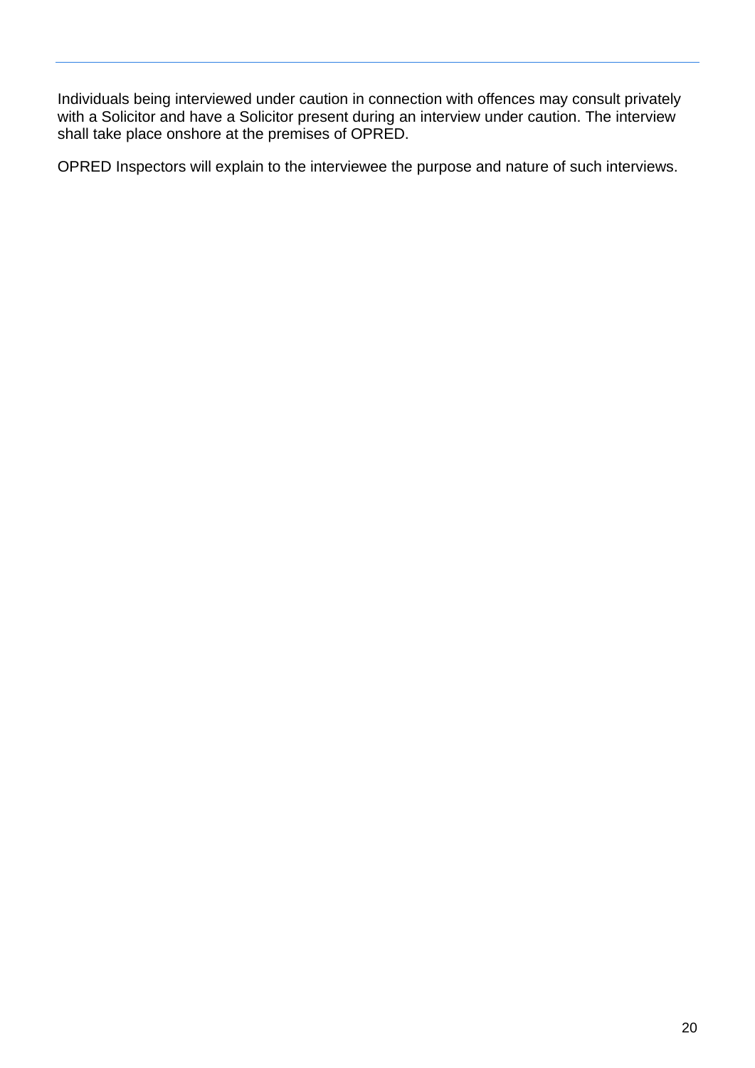Individuals being interviewed under caution in connection with offences may consult privately with a Solicitor and have a Solicitor present during an interview under caution. The interview shall take place onshore at the premises of OPRED.

OPRED Inspectors will explain to the interviewee the purpose and nature of such interviews.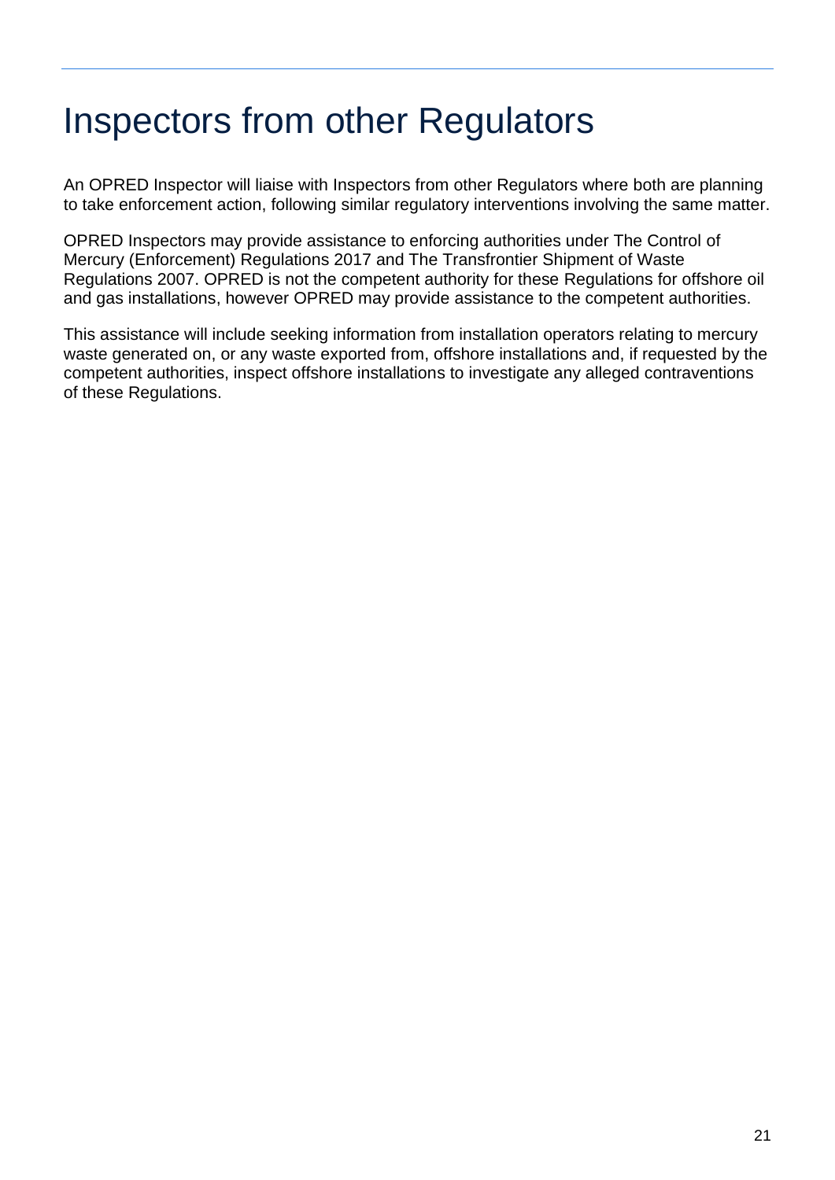# Inspectors from other Regulators

An OPRED Inspector will liaise with Inspectors from other Regulators where both are planning to take enforcement action, following similar regulatory interventions involving the same matter.

OPRED Inspectors may provide assistance to enforcing authorities under The Control of Mercury (Enforcement) Regulations 2017 and The Transfrontier Shipment of Waste Regulations 2007. OPRED is not the competent authority for these Regulations for offshore oil and gas installations, however OPRED may provide assistance to the competent authorities.

This assistance will include seeking information from installation operators relating to mercury waste generated on, or any waste exported from, offshore installations and, if requested by the competent authorities, inspect offshore installations to investigate any alleged contraventions of these Regulations.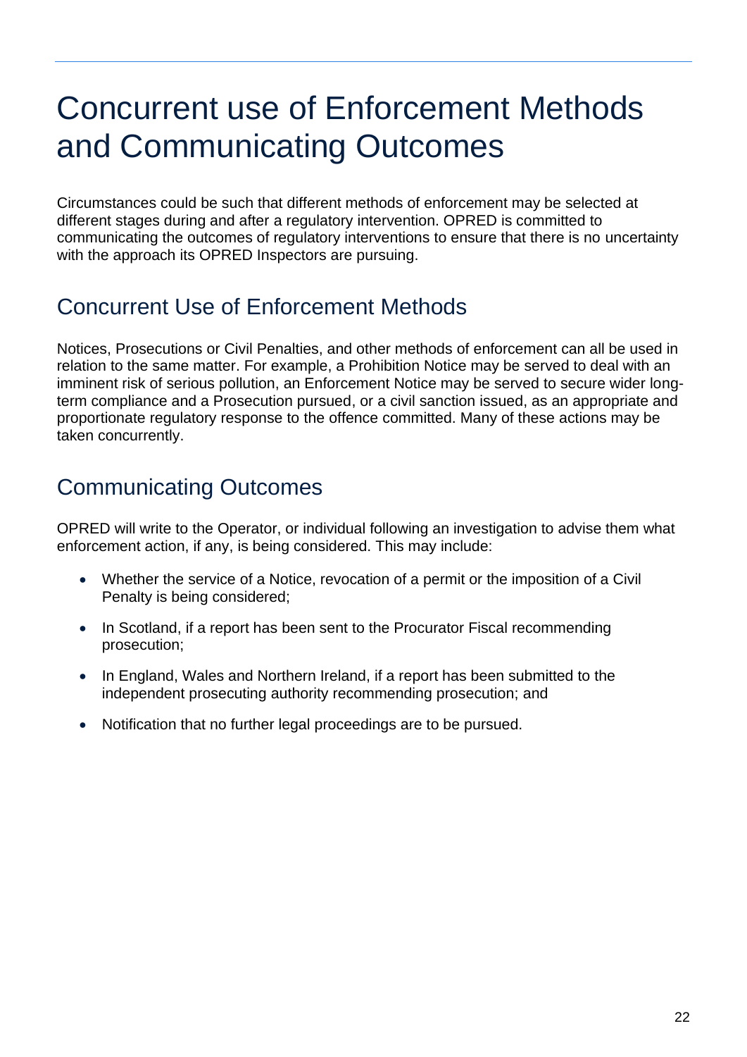# Concurrent use of Enforcement Methods and Communicating Outcomes

Circumstances could be such that different methods of enforcement may be selected at different stages during and after a regulatory intervention. OPRED is committed to communicating the outcomes of regulatory interventions to ensure that there is no uncertainty with the approach its OPRED Inspectors are pursuing.

## Concurrent Use of Enforcement Methods

Notices, Prosecutions or Civil Penalties, and other methods of enforcement can all be used in relation to the same matter. For example, a Prohibition Notice may be served to deal with an imminent risk of serious pollution, an Enforcement Notice may be served to secure wider long-term compliance and a Prosecution pursued, or a civil sanction issued, as an appropriate and proportionate regulatory response to the offence committed. Many of these actions may be taken concurrently.

## Communicating Outcomes

OPRED will write to the Operator, or individual following an investigation to advise them what enforcement action, if any, is being considered. This may include:

- Whether the service of a Notice, revocation of a permit or the imposition of a Civil Penalty is being considered;
- In Scotland, if a report has been sent to the Procurator Fiscal recommending prosecution;
- In England, Wales and Northern Ireland, if a report has been submitted to the independent prosecuting authority recommending prosecution; and
- Notification that no further legal proceedings are to be pursued.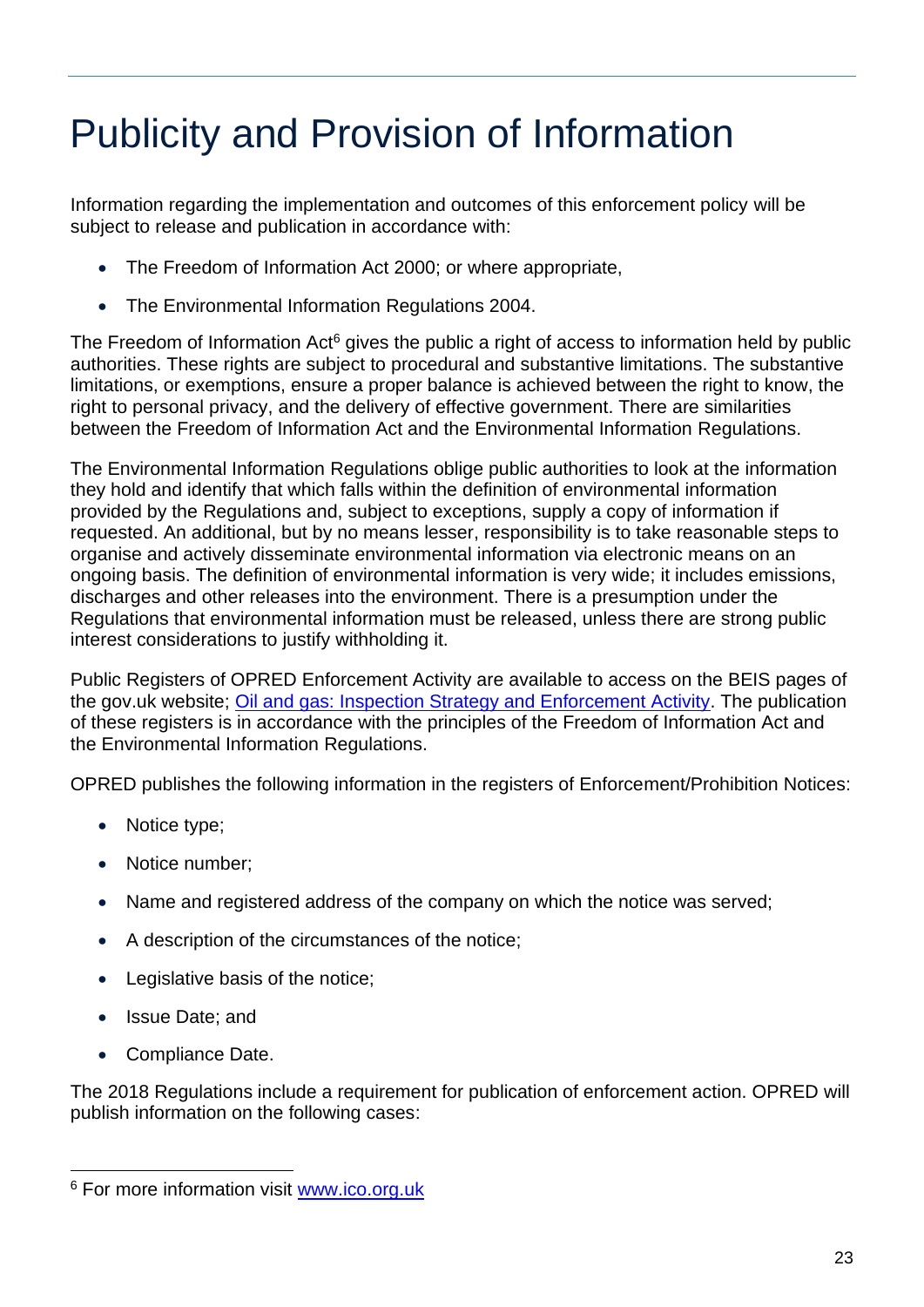# Publicity and Provision of Information

Information regarding the implementation and outcomes of this enforcement policy will be subject to release and publication in accordance with:

- The Freedom of Information Act 2000; or where appropriate,
- The Environmental Information Regulations 2004.

The Freedom of Information Act[6] gives the public a right of access to information held by public authorities. These rights are subject to procedural and substantive limitations. The substantive limitations, or exemptions, ensure a proper balance is achieved between the right to know, the right to personal privacy, and the delivery of effective government. There are similarities between the Freedom of Information Act and the Environmental Information Regulations.

The Environmental Information Regulations oblige public authorities to look at the information they hold and identify that which falls within the definition of environmental information provided by the Regulations and, subject to exceptions, supply a copy of information if requested. An additional, but by no means lesser, responsibility is to take reasonable steps to organise and actively disseminate environmental information via electronic means on an ongoing basis. The definition of environmental information is very wide; it includes emissions, discharges and other releases into the environment. There is a presumption under the Regulations that environmental information must be released, unless there are strong public interest considerations to justify withholding it.

Public Registers of OPRED Enforcement Activity are available to access on the BEIS pages of the gov.uk website; [Oil and gas: Inspection Strategy and Enforcement Activity](). The publication of these registers is in accordance with the principles of the Freedom of Information Act and the Environmental Information Regulations.

OPRED publishes the following information in the registers of Enforcement/Prohibition Notices:

- Notice type;
- Notice number;
- Name and registered address of the company on which the notice was served;
- A description of the circumstances of the notice;
- Legislative basis of the notice;
- Issue Date; and
- Compliance Date.

The 2018 Regulations include a requirement for publication of enforcement action. OPRED will publish information on the following cases:

[6] For more information visit [www.ico.org.uk](www.ico.org.uk)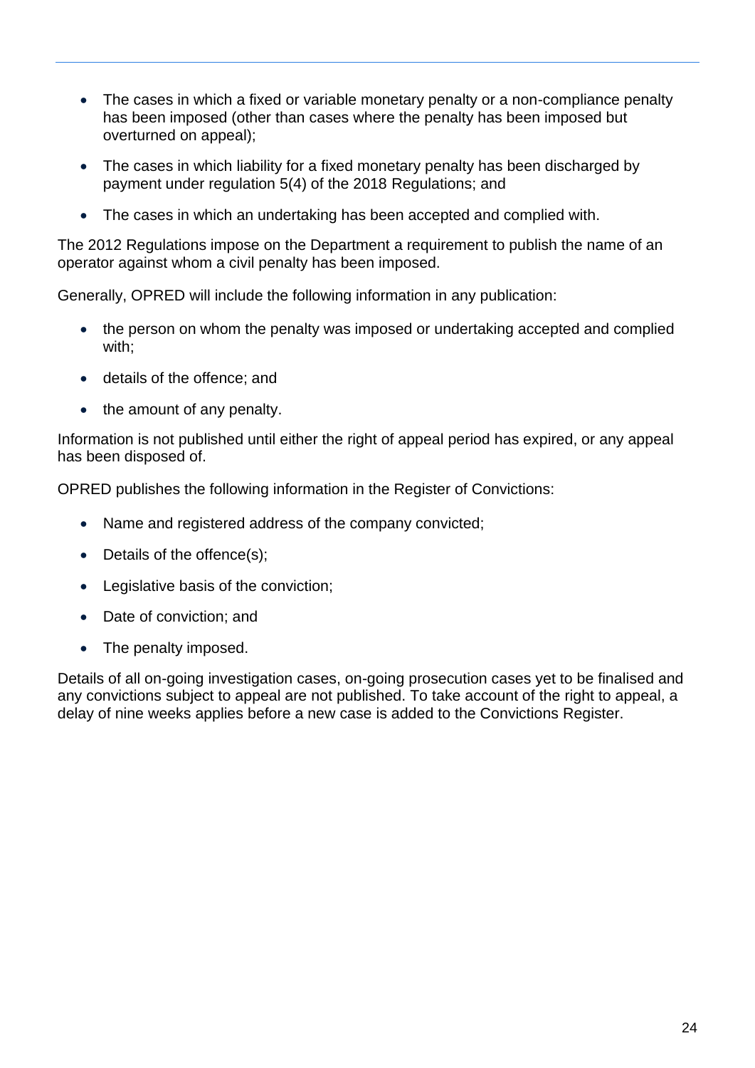- The cases in which a fixed or variable monetary penalty or a non-compliance penalty has been imposed (other than cases where the penalty has been imposed but overturned on appeal);
- The cases in which liability for a fixed monetary penalty has been discharged by payment under regulation 5(4) of the 2018 Regulations; and
- The cases in which an undertaking has been accepted and complied with.

The 2012 Regulations impose on the Department a requirement to publish the name of an operator against whom a civil penalty has been imposed.

Generally, OPRED will include the following information in any publication:

- the person on whom the penalty was imposed or undertaking accepted and complied with;
- details of the offence; and
- the amount of any penalty.

Information is not published until either the right of appeal period has expired, or any appeal has been disposed of.

OPRED publishes the following information in the Register of Convictions:

- Name and registered address of the company convicted;
- Details of the offence(s);
- Legislative basis of the conviction;
- Date of conviction; and
- The penalty imposed.

Details of all on-going investigation cases, on-going prosecution cases yet to be finalised and any convictions subject to appeal are not published. To take account of the right to appeal, a delay of nine weeks applies before a new case is added to the Convictions Register.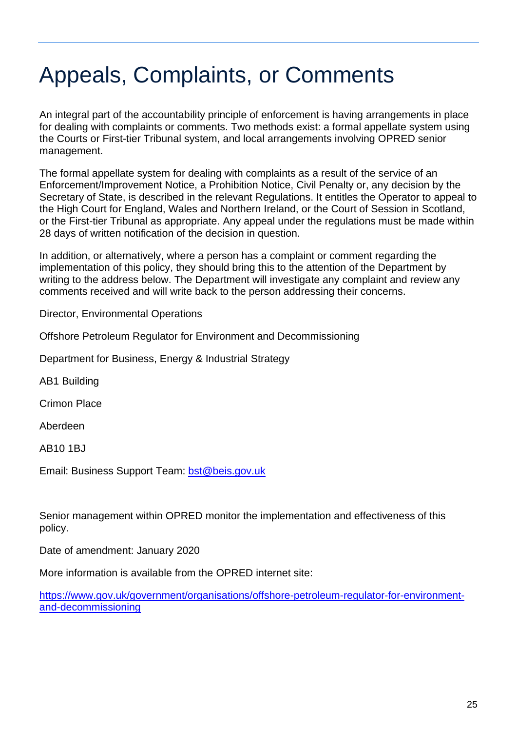# Appeals, Complaints, or Comments

An integral part of the accountability principle of enforcement is having arrangements in place for dealing with complaints or comments. Two methods exist: a formal appellate system using the Courts or First-tier Tribunal system, and local arrangements involving OPRED senior management.

The formal appellate system for dealing with complaints as a result of the service of an Enforcement/Improvement Notice, a Prohibition Notice, Civil Penalty or, any decision by the Secretary of State, is described in the relevant Regulations. It entitles the Operator to appeal to the High Court for England, Wales and Northern Ireland, or the Court of Session in Scotland, or the First-tier Tribunal as appropriate. Any appeal under the regulations must be made within 28 days of written notification of the decision in question.

In addition, or alternatively, where a person has a complaint or comment regarding the implementation of this policy, they should bring this to the attention of the Department by writing to the address below. The Department will investigate any complaint and review any comments received and will write back to the person addressing their concerns.

Director, Environmental Operations

Offshore Petroleum Regulator for Environment and Decommissioning

Department for Business, Energy & Industrial Strategy

AB1 Building

Crimon Place

Aberdeen

AB10 1BJ

Email: Business Support Team: bst@beis.gov.uk

Senior management within OPRED monitor the implementation and effectiveness of this policy.

Date of amendment: January 2020

More information is available from the OPRED internet site:

https://www.gov.uk/government/organisations/offshore-petroleum-regulator-for-environment-and-decommissioning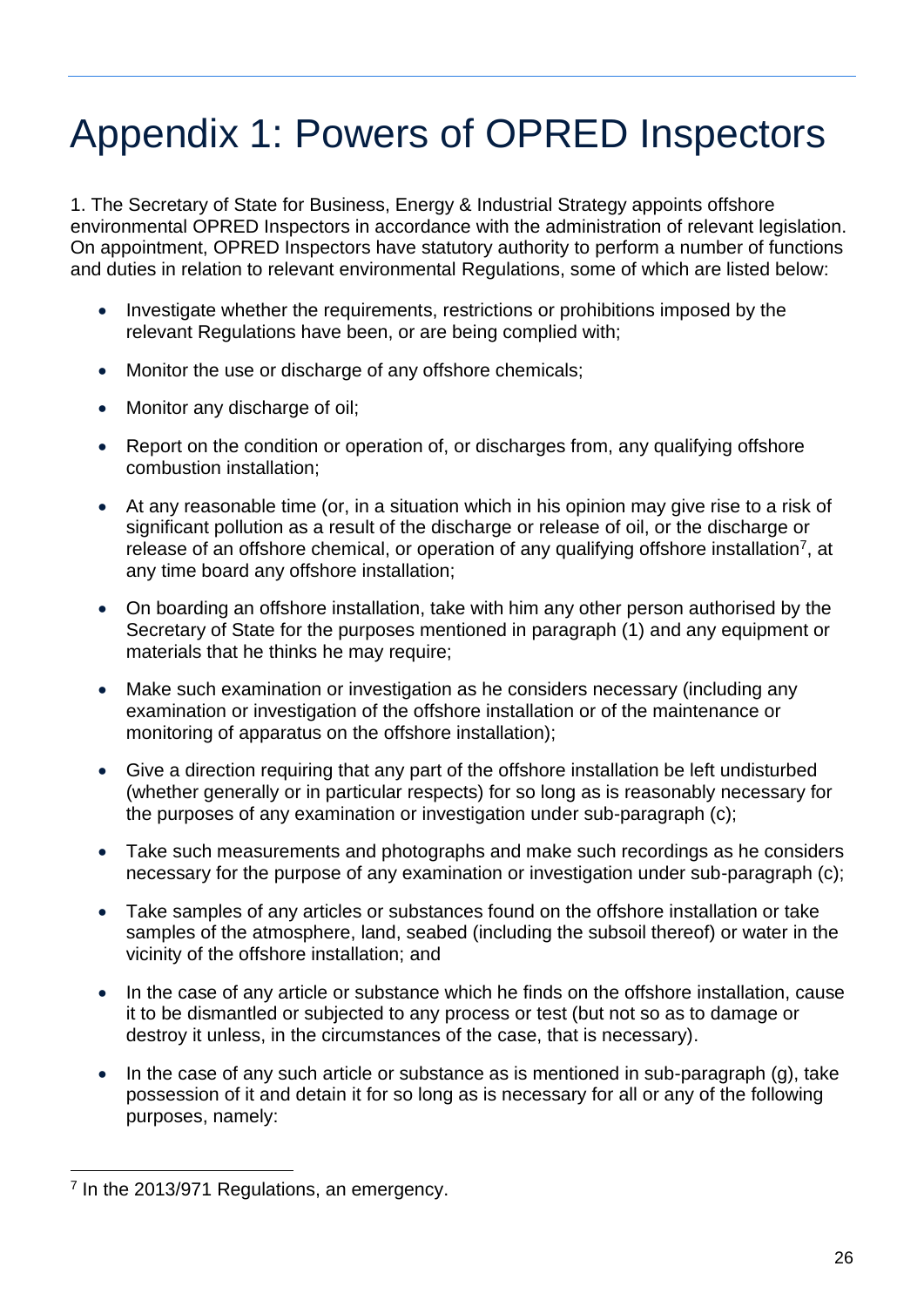# Appendix 1: Powers of OPRED Inspectors

1. The Secretary of State for Business, Energy & Industrial Strategy appoints offshore environmental OPRED Inspectors in accordance with the administration of relevant legislation. On appointment, OPRED Inspectors have statutory authority to perform a number of functions and duties in relation to relevant environmental Regulations, some of which are listed below:

- Investigate whether the requirements, restrictions or prohibitions imposed by the relevant Regulations have been, or are being complied with;
- Monitor the use or discharge of any offshore chemicals;
- Monitor any discharge of oil;
- Report on the condition or operation of, or discharges from, any qualifying offshore combustion installation;
- At any reasonable time (or, in a situation which in his opinion may give rise to a risk of significant pollution as a result of the discharge or release of oil, or the discharge or release of an offshore chemical, or operation of any qualifying offshore installation[7], at any time board any offshore installation;
- On boarding an offshore installation, take with him any other person authorised by the Secretary of State for the purposes mentioned in paragraph (1) and any equipment or materials that he thinks he may require;
- Make such examination or investigation as he considers necessary (including any examination or investigation of the offshore installation or of the maintenance or monitoring of apparatus on the offshore installation);
- Give a direction requiring that any part of the offshore installation be left undisturbed (whether generally or in particular respects) for so long as is reasonably necessary for the purposes of any examination or investigation under sub-paragraph (c);
- Take such measurements and photographs and make such recordings as he considers necessary for the purpose of any examination or investigation under sub-paragraph (c);
- Take samples of any articles or substances found on the offshore installation or take samples of the atmosphere, land, seabed (including the subsoil thereof) or water in the vicinity of the offshore installation; and
- In the case of any article or substance which he finds on the offshore installation, cause it to be dismantled or subjected to any process or test (but not so as to damage or destroy it unless, in the circumstances of the case, that is necessary).
- In the case of any such article or substance as is mentioned in sub-paragraph (g), take possession of it and detain it for so long as is necessary for all or any of the following purposes, namely:

[7] In the 2013/971 Regulations, an emergency.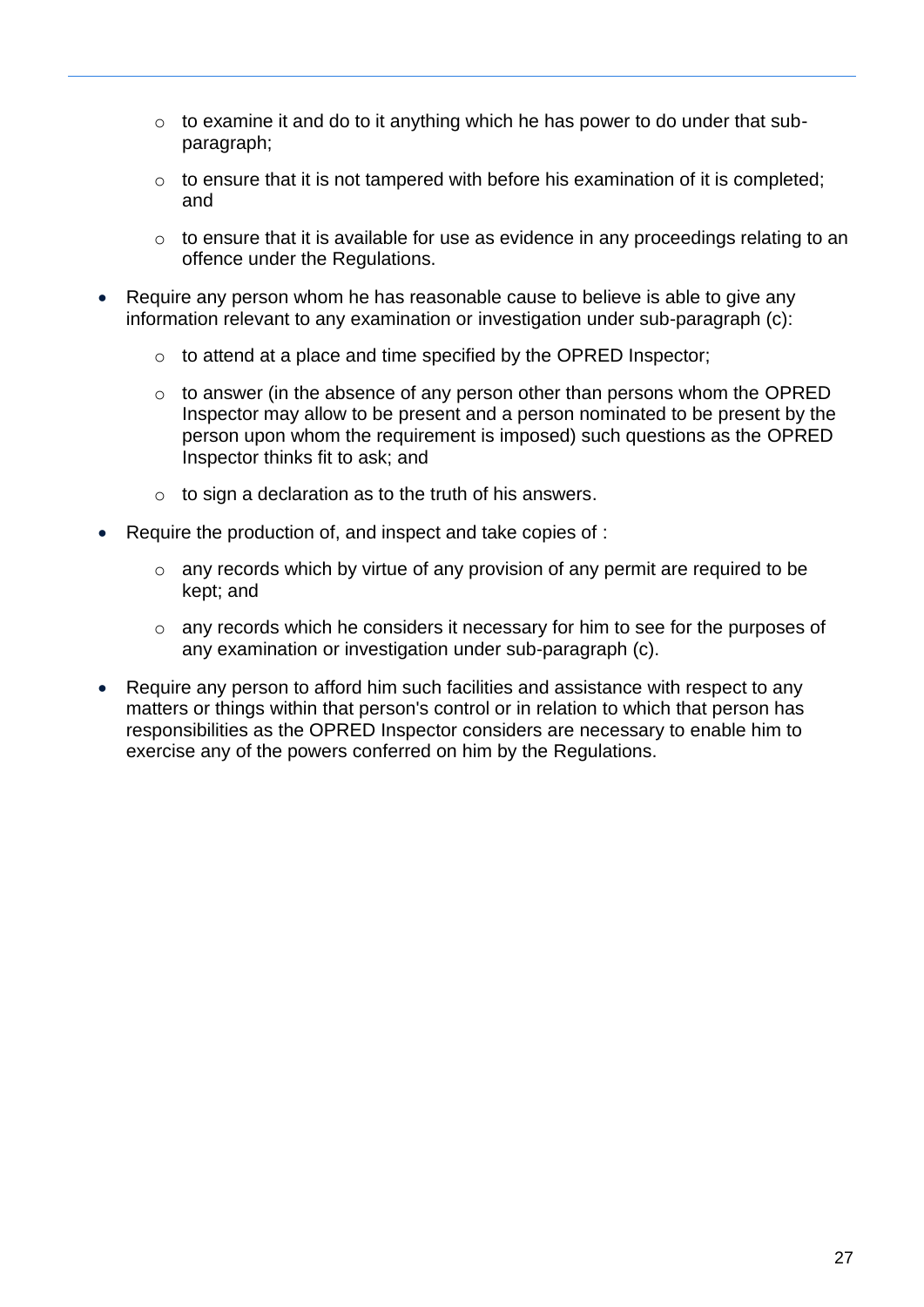- to examine it and do to it anything which he has power to do under that sub-paragraph;
  - to ensure that it is not tampered with before his examination of it is completed; and
  - to ensure that it is available for use as evidence in any proceedings relating to an offence under the Regulations.

- Require any person whom he has reasonable cause to believe is able to give any information relevant to any examination or investigation under sub-paragraph (c):
  - to attend at a place and time specified by the OPRED Inspector;
  - to answer (in the absence of any person other than persons whom the OPRED Inspector may allow to be present and a person nominated to be present by the person upon whom the requirement is imposed) such questions as the OPRED Inspector thinks fit to ask; and
  - to sign a declaration as to the truth of his answers.

- Require the production of, and inspect and take copies of :
  - any records which by virtue of any provision of any permit are required to be kept; and
  - any records which he considers it necessary for him to see for the purposes of any examination or investigation under sub-paragraph (c).

- Require any person to afford him such facilities and assistance with respect to any matters or things within that person's control or in relation to which that person has responsibilities as the OPRED Inspector considers are necessary to enable him to exercise any of the powers conferred on him by the Regulations.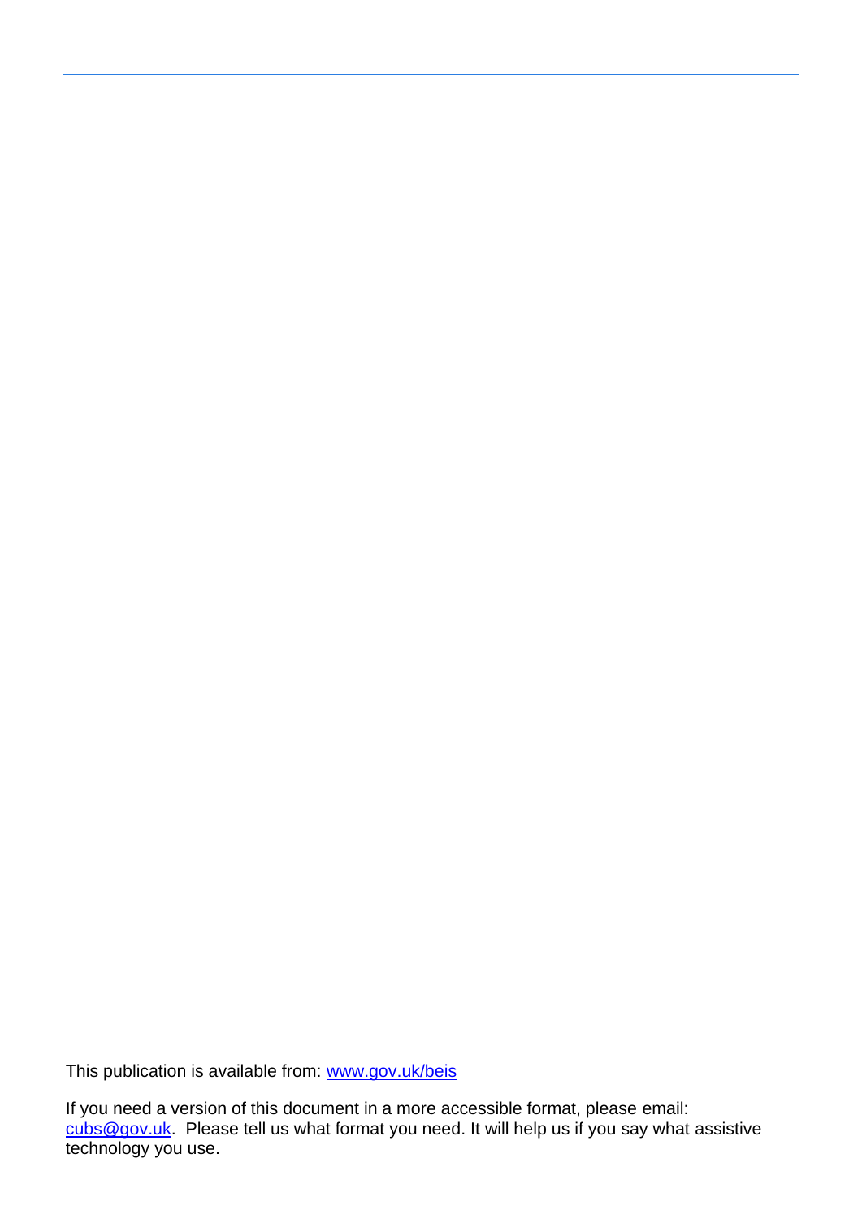This publication is available from: [www.gov.uk/beis](www.gov.uk/beis)

If you need a version of this document in a more accessible format, please email: [cubs@gov.uk](mailto:cubs@gov.uk). Please tell us what format you need. It will help us if you say what assistive technology you use.